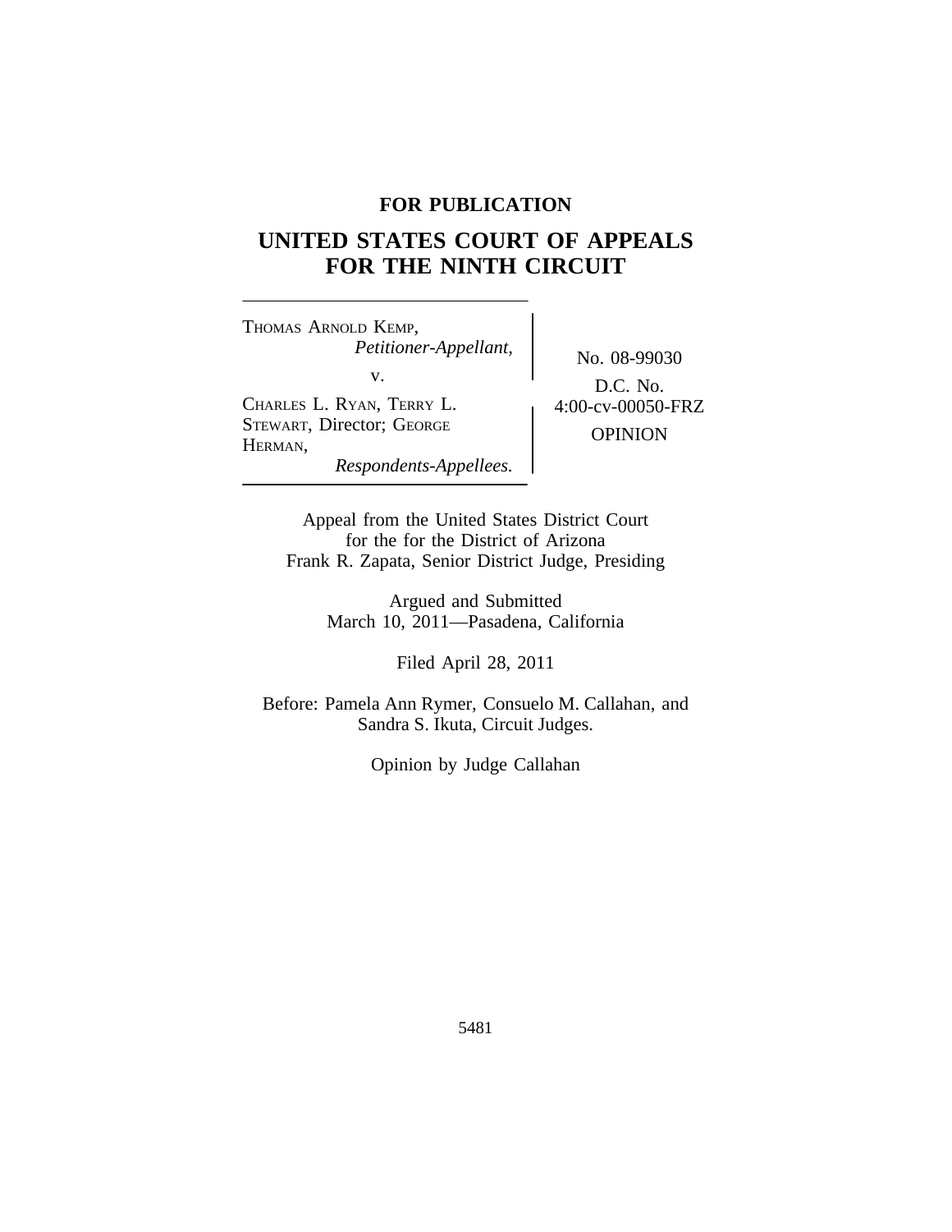**FOR PUBLICATION**

# UNITED STATES COURT OF APPEALS FOR THE NINTH CIRCUIT

THOMAS ARNOLD KEMP,
*Petitioner-Appellant,*

v.

CHARLES L. RYAN, TERRY L. STEWART, Director; GEORGE HERMAN,
*Respondents-Appellees.*

No. 08-99030

D.C. No. 4:00-cv-00050-FRZ

OPINION

Appeal from the United States District Court
for the for the District of Arizona
Frank R. Zapata, Senior District Judge, Presiding

Argued and Submitted
March 10, 2011—Pasadena, California

Filed April 28, 2011

Before: Pamela Ann Rymer, Consuelo M. Callahan, and Sandra S. Ikuta, Circuit Judges.

Opinion by Judge Callahan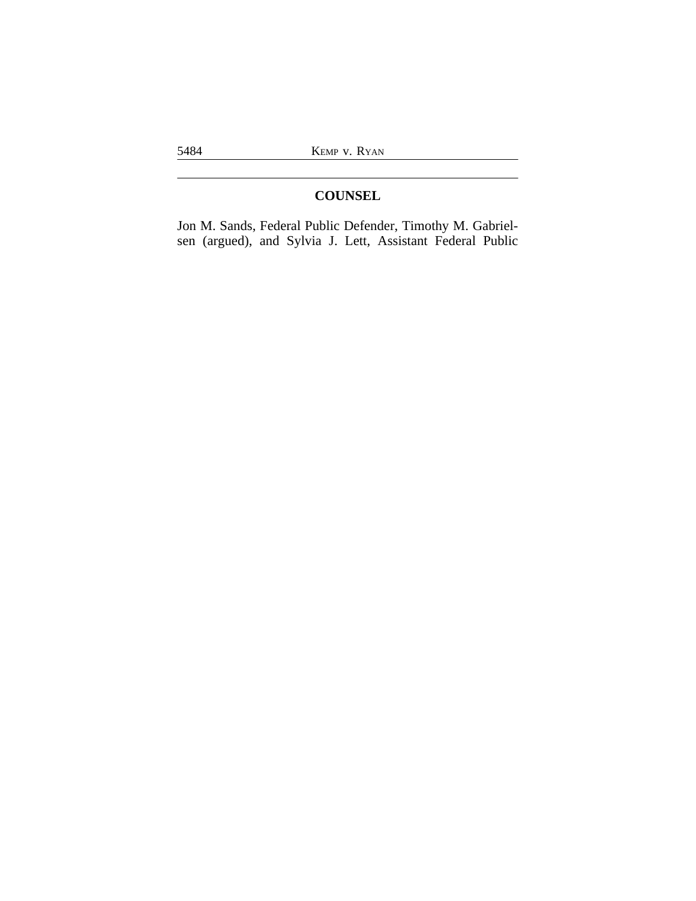## COUNSEL

Jon M. Sands, Federal Public Defender, Timothy M. Gabrielsen (argued), and Sylvia J. Lett, Assistant Federal Public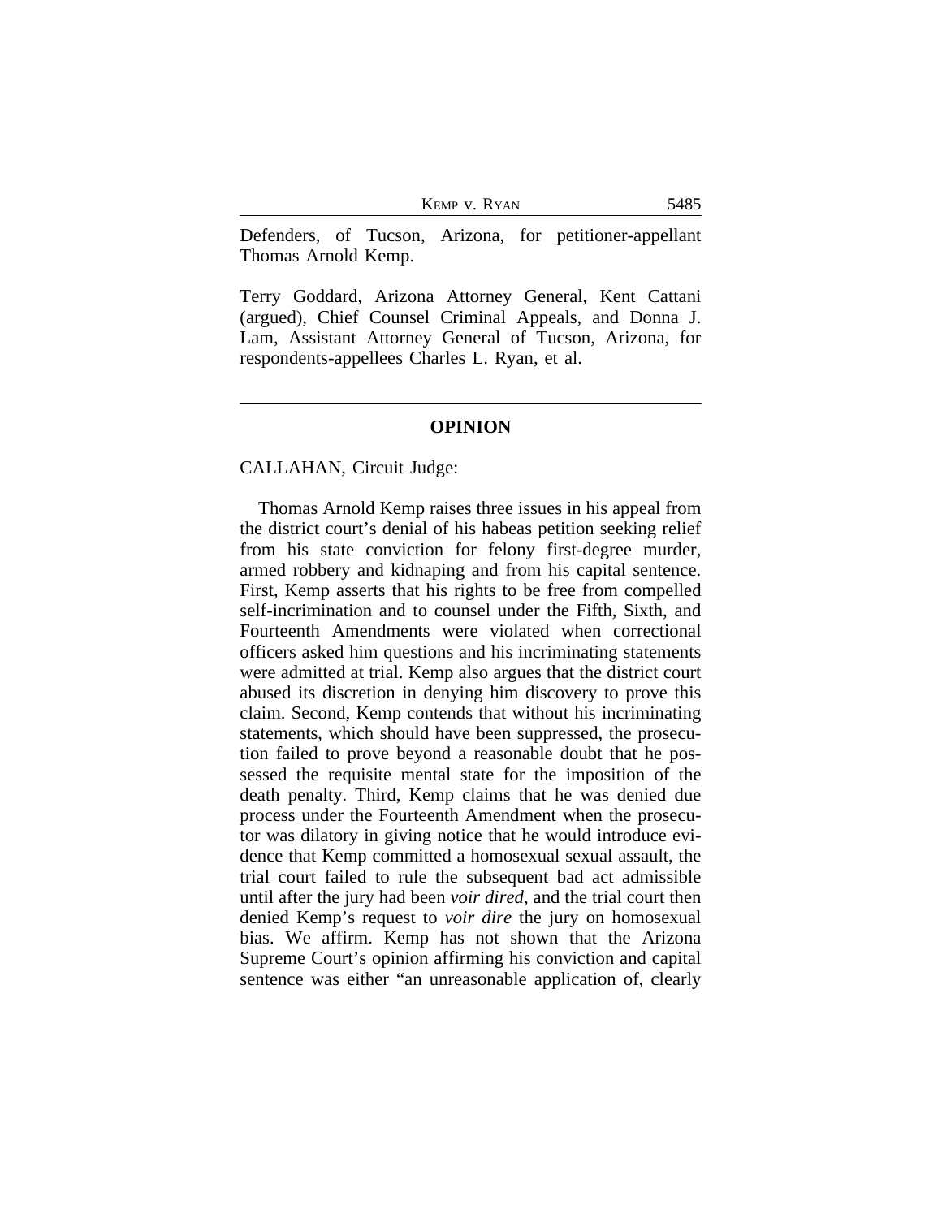Defenders, of Tucson, Arizona, for petitioner-appellant Thomas Arnold Kemp.

Terry Goddard, Arizona Attorney General, Kent Cattani (argued), Chief Counsel Criminal Appeals, and Donna J. Lam, Assistant Attorney General of Tucson, Arizona, for respondents-appellees Charles L. Ryan, et al.

---

## OPINION

CALLAHAN, Circuit Judge:

Thomas Arnold Kemp raises three issues in his appeal from the district court's denial of his habeas petition seeking relief from his state conviction for felony first-degree murder, armed robbery and kidnaping and from his capital sentence. First, Kemp asserts that his rights to be free from compelled self-incrimination and to counsel under the Fifth, Sixth, and Fourteenth Amendments were violated when correctional officers asked him questions and his incriminating statements were admitted at trial. Kemp also argues that the district court abused its discretion in denying him discovery to prove this claim. Second, Kemp contends that without his incriminating statements, which should have been suppressed, the prosecution failed to prove beyond a reasonable doubt that he possessed the requisite mental state for the imposition of the death penalty. Third, Kemp claims that he was denied due process under the Fourteenth Amendment when the prosecutor was dilatory in giving notice that he would introduce evidence that Kemp committed a homosexual sexual assault, the trial court failed to rule the subsequent bad act admissible until after the jury had been *voir dired*, and the trial court then denied Kemp's request to *voir dire* the jury on homosexual bias. We affirm. Kemp has not shown that the Arizona Supreme Court's opinion affirming his conviction and capital sentence was either "an unreasonable application of, clearly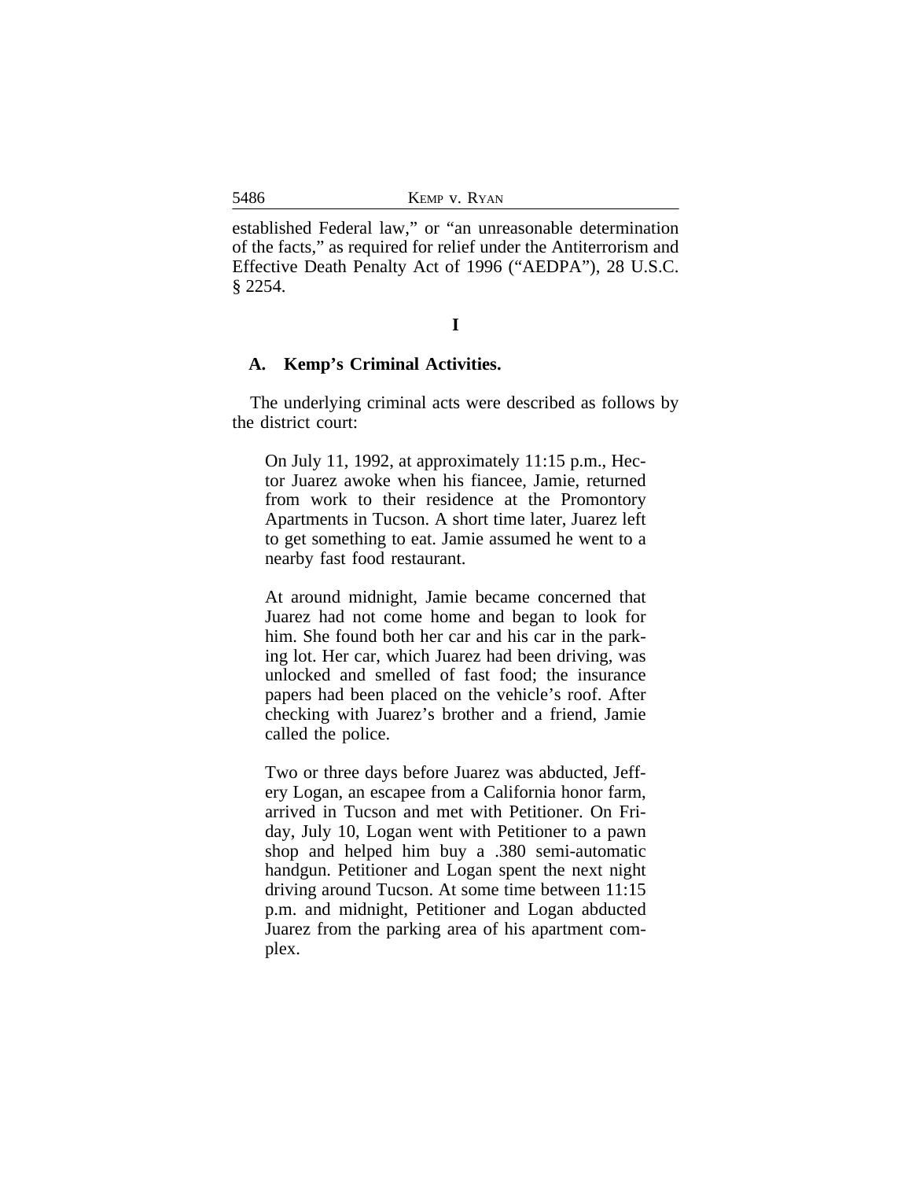established Federal law," or "an unreasonable determination of the facts," as required for relief under the Antiterrorism and Effective Death Penalty Act of 1996 ("AEDPA"), 28 U.S.C. § 2254.

## I

### A. Kemp's Criminal Activities.

The underlying criminal acts were described as follows by the district court:

> On July 11, 1992, at approximately 11:15 p.m., Hector Juarez awoke when his fiance, Jamie, returned from work to their residence at the Promontory Apartments in Tucson. A short time later, Juarez left to get something to eat. Jamie assumed he went to a nearby fast food restaurant.
>
> At around midnight, Jamie became concerned that Juarez had not come home and began to look for him. She found both her car and his car in the parking lot. Her car, which Juarez had been driving, was unlocked and smelled of fast food; the insurance papers had been placed on the vehicle's roof. After checking with Juarez's brother and a friend, Jamie called the police.
>
> Two or three days before Juarez was abducted, Jeffery Logan, an escapee from a California honor farm, arrived in Tucson and met with Petitioner. On Friday, July 10, Logan went with Petitioner to a pawn shop and helped him buy a .380 semi-automatic handgun. Petitioner and Logan spent the next night driving around Tucson. At some time between 11:15 p.m. and midnight, Petitioner and Logan abducted Juarez from the parking area of his apartment complex.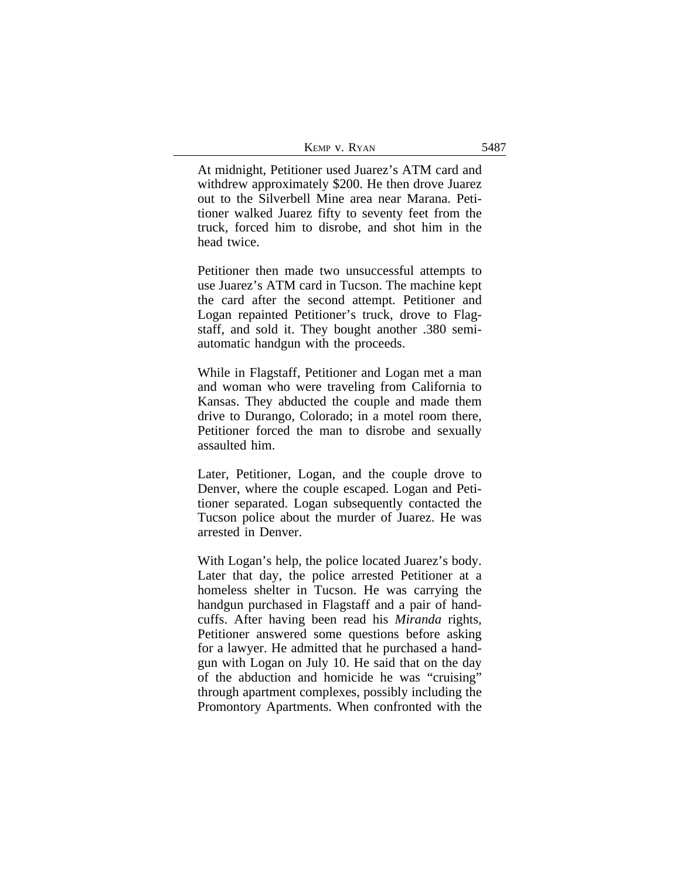At midnight, Petitioner used Juarez's ATM card and withdrew approximately $200. He then drove Juarez out to the Silverbell Mine area near Marana. Petitioner walked Juarez fifty to seventy feet from the truck, forced him to disrobe, and shot him in the head twice.

Petitioner then made two unsuccessful attempts to use Juarez's ATM card in Tucson. The machine kept the card after the second attempt. Petitioner and Logan repainted Petitioner's truck, drove to Flagstaff, and sold it. They bought another .380 semiautomatic handgun with the proceeds.

While in Flagstaff, Petitioner and Logan met a man and woman who were traveling from California to Kansas. They abducted the couple and made them drive to Durango, Colorado; in a motel room there, Petitioner forced the man to disrobe and sexually assaulted him.

Later, Petitioner, Logan, and the couple drove to Denver, where the couple escaped. Logan and Petitioner separated. Logan subsequently contacted the Tucson police about the murder of Juarez. He was arrested in Denver.

With Logan's help, the police located Juarez's body. Later that day, the police arrested Petitioner at a homeless shelter in Tucson. He was carrying the handgun purchased in Flagstaff and a pair of handcuffs. After having been read his *Miranda* rights, Petitioner answered some questions before asking for a lawyer. He admitted that he purchased a handgun with Logan on July 10. He said that on the day of the abduction and homicide he was "cruising" through apartment complexes, possibly including the Promontory Apartments. When confronted with the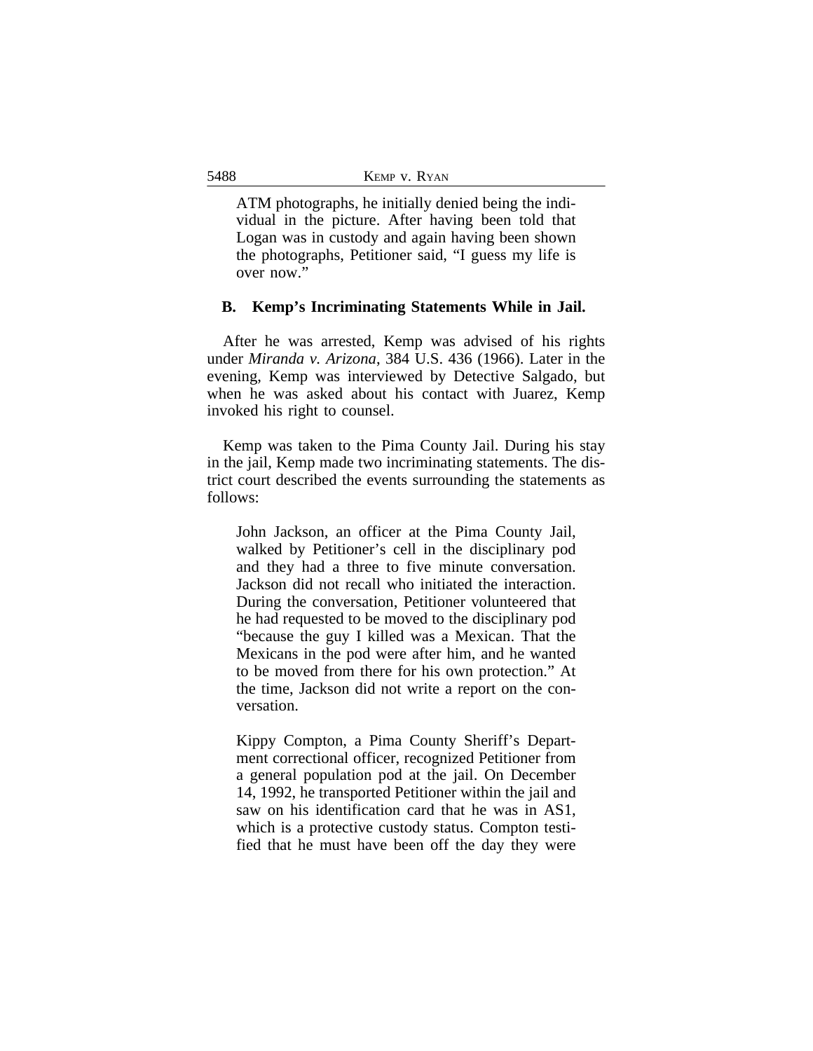> ATM photographs, he initially denied being the individual in the picture. After having been told that Logan was in custody and again having been shown the photographs, Petitioner said, "I guess my life is over now."

### B. Kemp's Incriminating Statements While in Jail.

After he was arrested, Kemp was advised of his rights under *Miranda v. Arizona*, 384 U.S. 436 (1966). Later in the evening, Kemp was interviewed by Detective Salgado, but when he was asked about his contact with Juarez, Kemp invoked his right to counsel.

Kemp was taken to the Pima County Jail. During his stay in the jail, Kemp made two incriminating statements. The district court described the events surrounding the statements as follows:

> John Jackson, an officer at the Pima County Jail, walked by Petitioner's cell in the disciplinary pod and they had a three to five minute conversation. Jackson did not recall who initiated the interaction. During the conversation, Petitioner volunteered that he had requested to be moved to the disciplinary pod "because the guy I killed was a Mexican. That the Mexicans in the pod were after him, and he wanted to be moved from there for his own protection." At the time, Jackson did not write a report on the conversation.
>
> Kippy Compton, a Pima County Sheriff's Department correctional officer, recognized Petitioner from a general population pod at the jail. On December 14, 1992, he transported Petitioner within the jail and saw on his identification card that he was in AS1, which is a protective custody status. Compton testified that he must have been off the day they were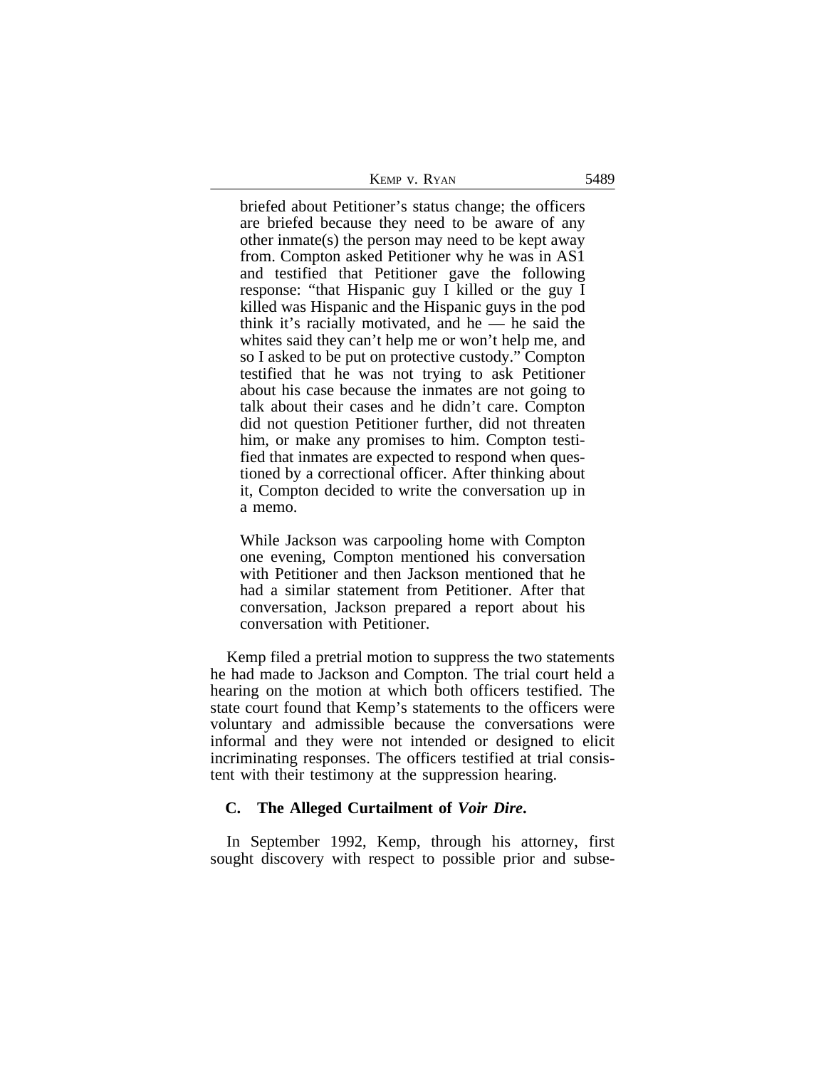> briefed about Petitioner's status change; the officers are briefed because they need to be aware of any other inmate(s) the person may need to be kept away from. Compton asked Petitioner why he was in AS1 and testified that Petitioner gave the following response: "that Hispanic guy I killed or the guy I killed was Hispanic and the Hispanic guys in the pod think it's racially motivated, and he — he said the whites said they can't help me or won't help me, and so I asked to be put on protective custody." Compton testified that he was not trying to ask Petitioner about his case because the inmates are not going to talk about their cases and he didn't care. Compton did not question Petitioner further, did not threaten him, or make any promises to him. Compton testified that inmates are expected to respond when questioned by a correctional officer. After thinking about it, Compton decided to write the conversation up in a memo.
>
> While Jackson was carpooling home with Compton one evening, Compton mentioned his conversation with Petitioner and then Jackson mentioned that he had a similar statement from Petitioner. After that conversation, Jackson prepared a report about his conversation with Petitioner.

Kemp filed a pretrial motion to suppress the two statements he had made to Jackson and Compton. The trial court held a hearing on the motion at which both officers testified. The state court found that Kemp's statements to the officers were voluntary and admissible because the conversations were informal and they were not intended or designed to elicit incriminating responses. The officers testified at trial consistent with their testimony at the suppression hearing.

### C. The Alleged Curtailment of *Voir Dire*.

In September 1992, Kemp, through his attorney, first sought discovery with respect to possible prior and subse-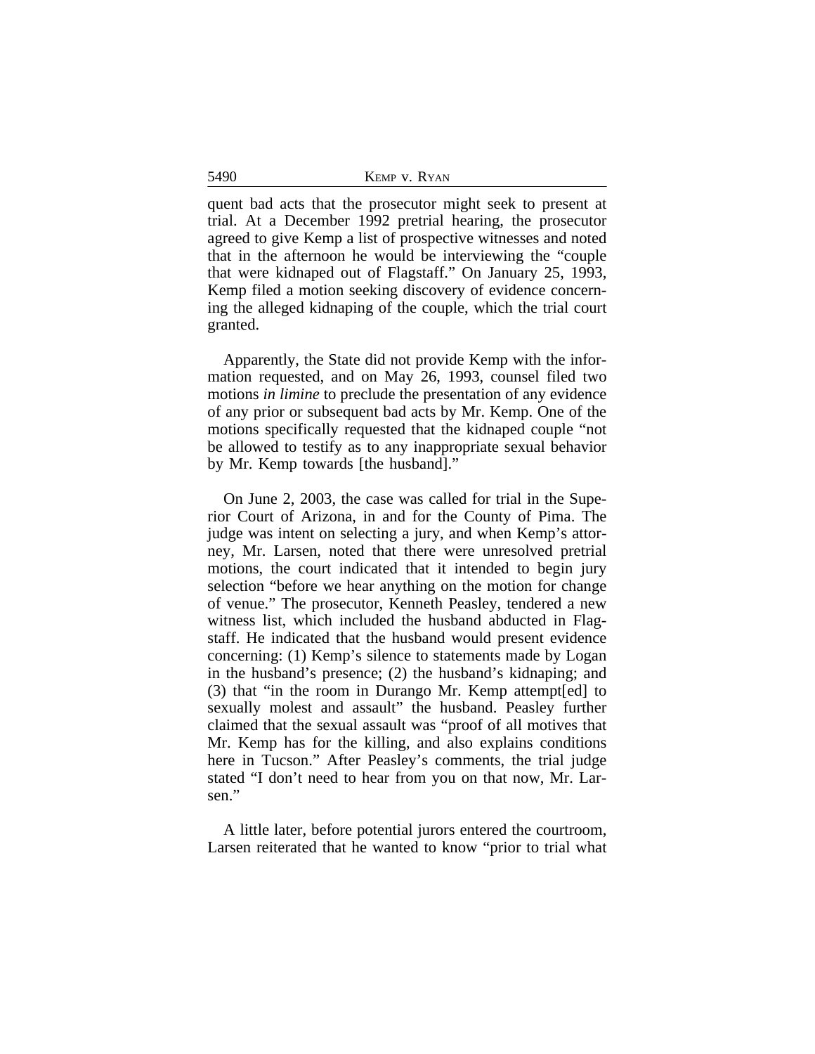quent bad acts that the prosecutor might seek to present at trial. At a December 1992 pretrial hearing, the prosecutor agreed to give Kemp a list of prospective witnesses and noted that in the afternoon he would be interviewing the "couple that were kidnaped out of Flagstaff." On January 25, 1993, Kemp filed a motion seeking discovery of evidence concerning the alleged kidnaping of the couple, which the trial court granted.

Apparently, the State did not provide Kemp with the information requested, and on May 26, 1993, counsel filed two motions *in limine* to preclude the presentation of any evidence of any prior or subsequent bad acts by Mr. Kemp. One of the motions specifically requested that the kidnaped couple "not be allowed to testify as to any inappropriate sexual behavior by Mr. Kemp towards [the husband]."

On June 2, 2003, the case was called for trial in the Superior Court of Arizona, in and for the County of Pima. The judge was intent on selecting a jury, and when Kemp's attorney, Mr. Larsen, noted that there were unresolved pretrial motions, the court indicated that it intended to begin jury selection "before we hear anything on the motion for change of venue." The prosecutor, Kenneth Peasley, tendered a new witness list, which included the husband abducted in Flagstaff. He indicated that the husband would present evidence concerning: (1) Kemp's silence to statements made by Logan in the husband's presence; (2) the husband's kidnaping; and (3) that "in the room in Durango Mr. Kemp attempt[ed] to sexually molest and assault" the husband. Peasley further claimed that the sexual assault was "proof of all motives that Mr. Kemp has for the killing, and also explains conditions here in Tucson." After Peasley's comments, the trial judge stated "I don't need to hear from you on that now, Mr. Larsen."

A little later, before potential jurors entered the courtroom, Larsen reiterated that he wanted to know "prior to trial what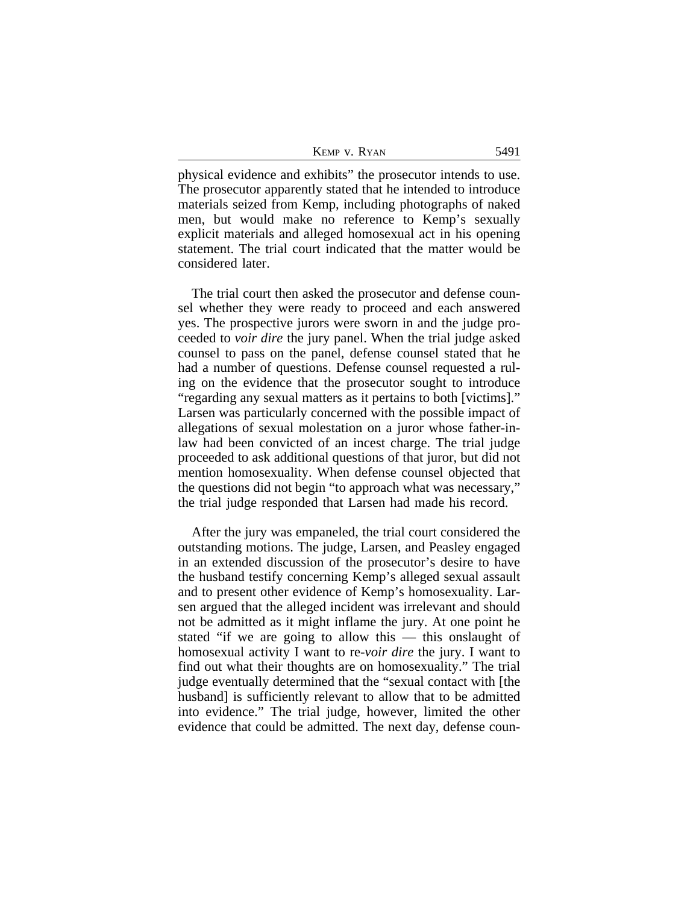physical evidence and exhibits" the prosecutor intends to use. The prosecutor apparently stated that he intended to introduce materials seized from Kemp, including photographs of naked men, but would make no reference to Kemp's sexually explicit materials and alleged homosexual act in his opening statement. The trial court indicated that the matter would be considered later.

The trial court then asked the prosecutor and defense counsel whether they were ready to proceed and each answered yes. The prospective jurors were sworn in and the judge proceeded to *voir dire* the jury panel. When the trial judge asked counsel to pass on the panel, defense counsel stated that he had a number of questions. Defense counsel requested a ruling on the evidence that the prosecutor sought to introduce "regarding any sexual matters as it pertains to both [victims]." Larsen was particularly concerned with the possible impact of allegations of sexual molestation on a juror whose father-in-law had been convicted of an incest charge. The trial judge proceeded to ask additional questions of that juror, but did not mention homosexuality. When defense counsel objected that the questions did not begin "to approach what was necessary," the trial judge responded that Larsen had made his record.

After the jury was empaneled, the trial court considered the outstanding motions. The judge, Larsen, and Peasley engaged in an extended discussion of the prosecutor's desire to have the husband testify concerning Kemp's alleged sexual assault and to present other evidence of Kemp's homosexuality. Larsen argued that the alleged incident was irrelevant and should not be admitted as it might inflame the jury. At one point he stated "if we are going to allow this — this onslaught of homosexual activity I want to re-*voir dire* the jury. I want to find out what their thoughts are on homosexuality." The trial judge eventually determined that the "sexual contact with [the husband] is sufficiently relevant to allow that to be admitted into evidence." The trial judge, however, limited the other evidence that could be admitted. The next day, defense coun-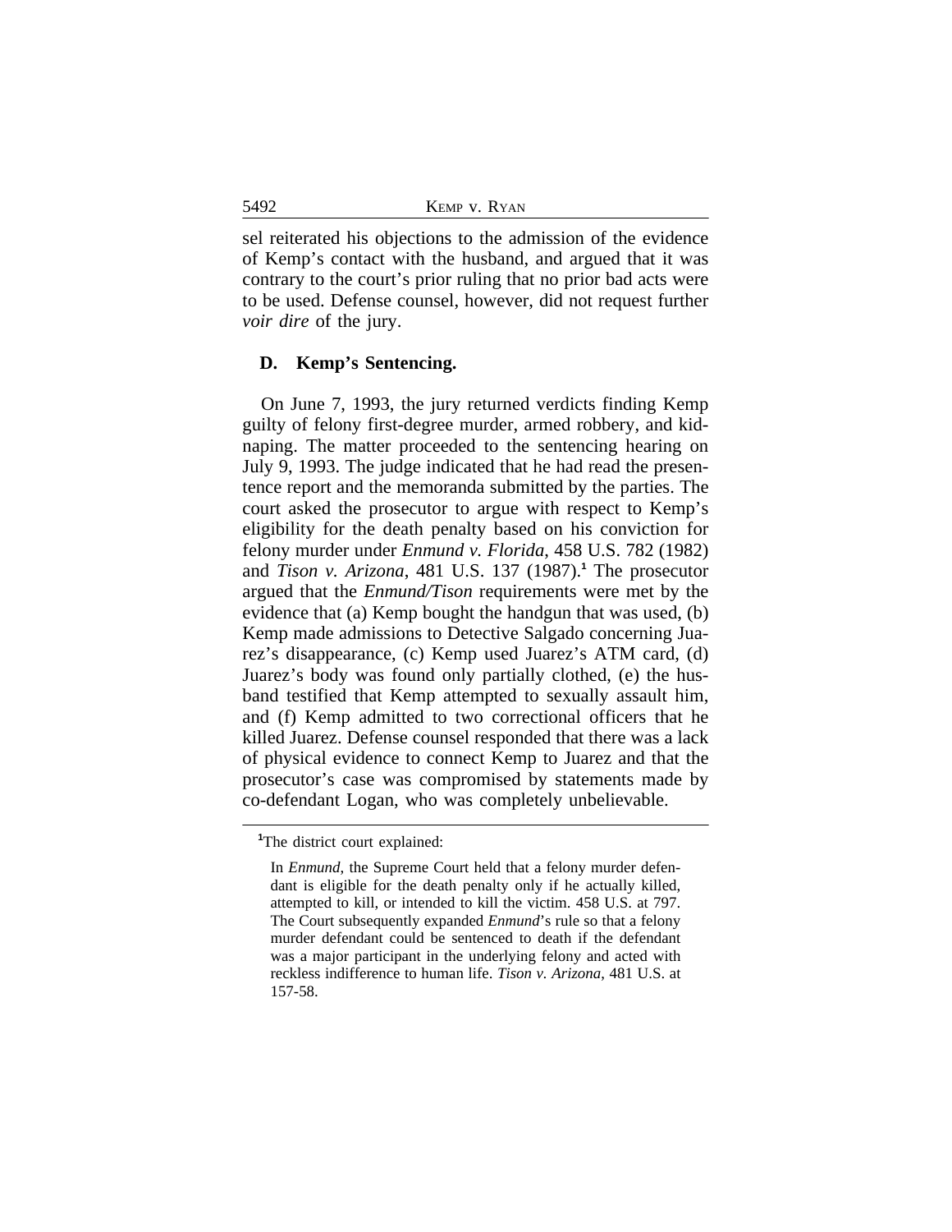sel reiterated his objections to the admission of the evidence of Kemp's contact with the husband, and argued that it was contrary to the court's prior ruling that no prior bad acts were to be used. Defense counsel, however, did not request further *voir dire* of the jury.

### D. Kemp's Sentencing.

On June 7, 1993, the jury returned verdicts finding Kemp guilty of felony first-degree murder, armed robbery, and kidnaping. The matter proceeded to the sentencing hearing on July 9, 1993. The judge indicated that he had read the presentence report and the memoranda submitted by the parties. The court asked the prosecutor to argue with respect to Kemp's eligibility for the death penalty based on his conviction for felony murder under *Enmund v. Florida*, 458 U.S. 782 (1982) and *Tison v. Arizona*, 481 U.S. 137 (1987).[1] The prosecutor argued that the *Enmund/Tison* requirements were met by the evidence that (a) Kemp bought the handgun that was used, (b) Kemp made admissions to Detective Salgado concerning Juarez's disappearance, (c) Kemp used Juarez's ATM card, (d) Juarez's body was found only partially clothed, (e) the husband testified that Kemp attempted to sexually assault him, and (f) Kemp admitted to two correctional officers that he killed Juarez. Defense counsel responded that there was a lack of physical evidence to connect Kemp to Juarez and that the prosecutor's case was compromised by statements made by co-defendant Logan, who was completely unbelievable.

---

[1]The district court explained:

> In *Enmund*, the Supreme Court held that a felony murder defendant is eligible for the death penalty only if he actually killed, attempted to kill, or intended to kill the victim. 458 U.S. at 797. The Court subsequently expanded *Enmund*'s rule so that a felony murder defendant could be sentenced to death if the defendant was a major participant in the underlying felony and acted with reckless indifference to human life. *Tison v. Arizona*, 481 U.S. at 157-58.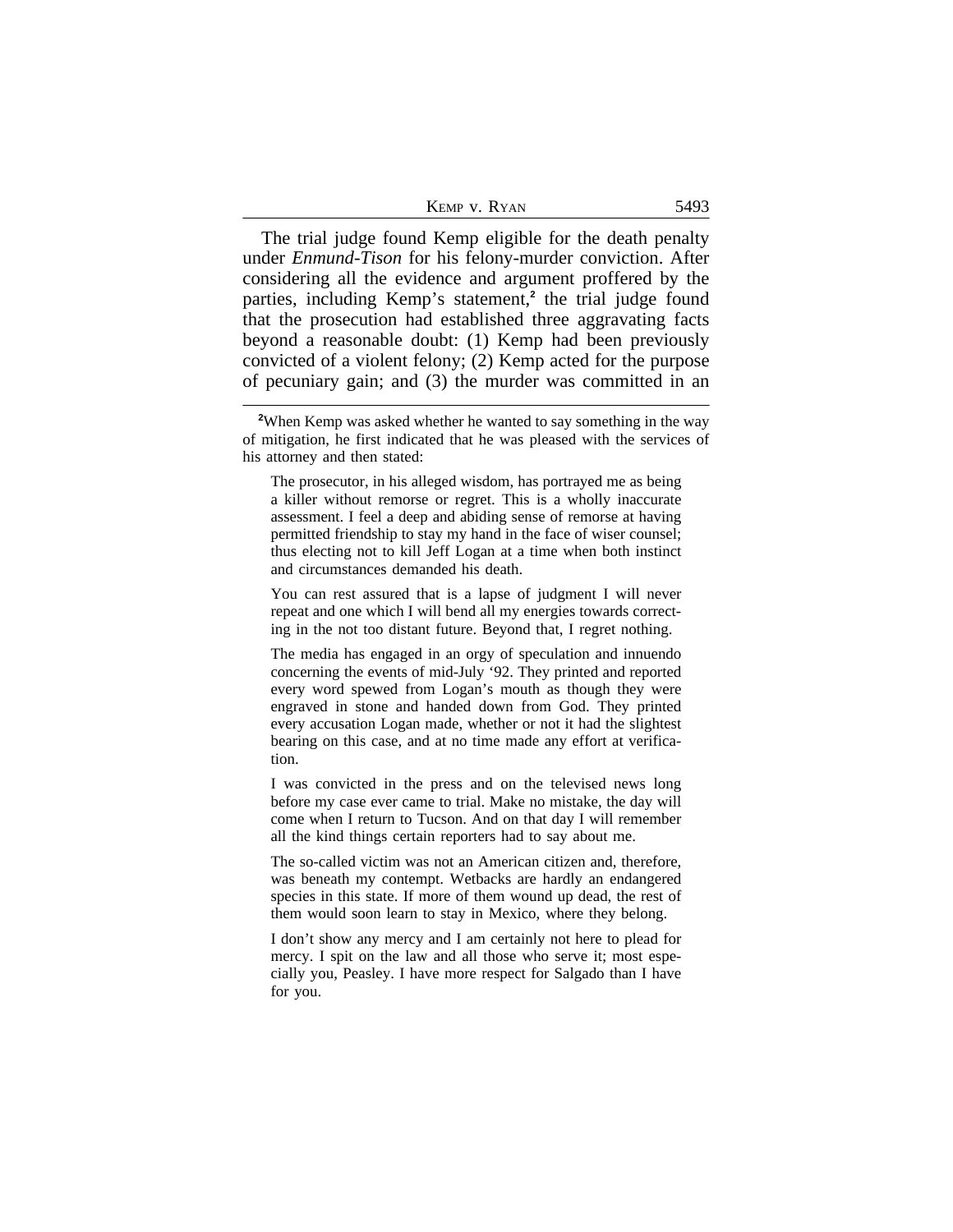The trial judge found Kemp eligible for the death penalty under *Enmund-Tison* for his felony-murder conviction. After considering all the evidence and argument proffered by the parties, including Kemp's statement,[2] the trial judge found that the prosecution had established three aggravating facts beyond a reasonable doubt: (1) Kemp had been previously convicted of a violent felony; (2) Kemp acted for the purpose of pecuniary gain; and (3) the murder was committed in an

---

[2]When Kemp was asked whether he wanted to say something in the way of mitigation, he first indicated that he was pleased with the services of his attorney and then stated:

> The prosecutor, in his alleged wisdom, has portrayed me as being a killer without remorse or regret. This is a wholly inaccurate assessment. I feel a deep and abiding sense of remorse at having permitted friendship to stay my hand in the face of wiser counsel; thus electing not to kill Jeff Logan at a time when both instinct and circumstances demanded his death.
>
> You can rest assured that is a lapse of judgment I will never repeat and one which I will bend all my energies towards correcting in the not too distant future. Beyond that, I regret nothing.
>
> The media has engaged in an orgy of speculation and innuendo concerning the events of mid-July '92. They printed and reported every word spewed from Logan's mouth as though they were engraved in stone and handed down from God. They printed every accusation Logan made, whether or not it had the slightest bearing on this case, and at no time made any effort at verification.
>
> I was convicted in the press and on the televised news long before my case ever came to trial. Make no mistake, the day will come when I return to Tucson. And on that day I will remember all the kind things certain reporters had to say about me.
>
> The so-called victim was not an American citizen and, therefore, was beneath my contempt. Wetbacks are hardly an endangered species in this state. If more of them wound up dead, the rest of them would soon learn to stay in Mexico, where they belong.
>
> I don't show any mercy and I am certainly not here to plead for mercy. I spit on the law and all those who serve it; most especially you, Peasley. I have more respect for Salgado than I have for you.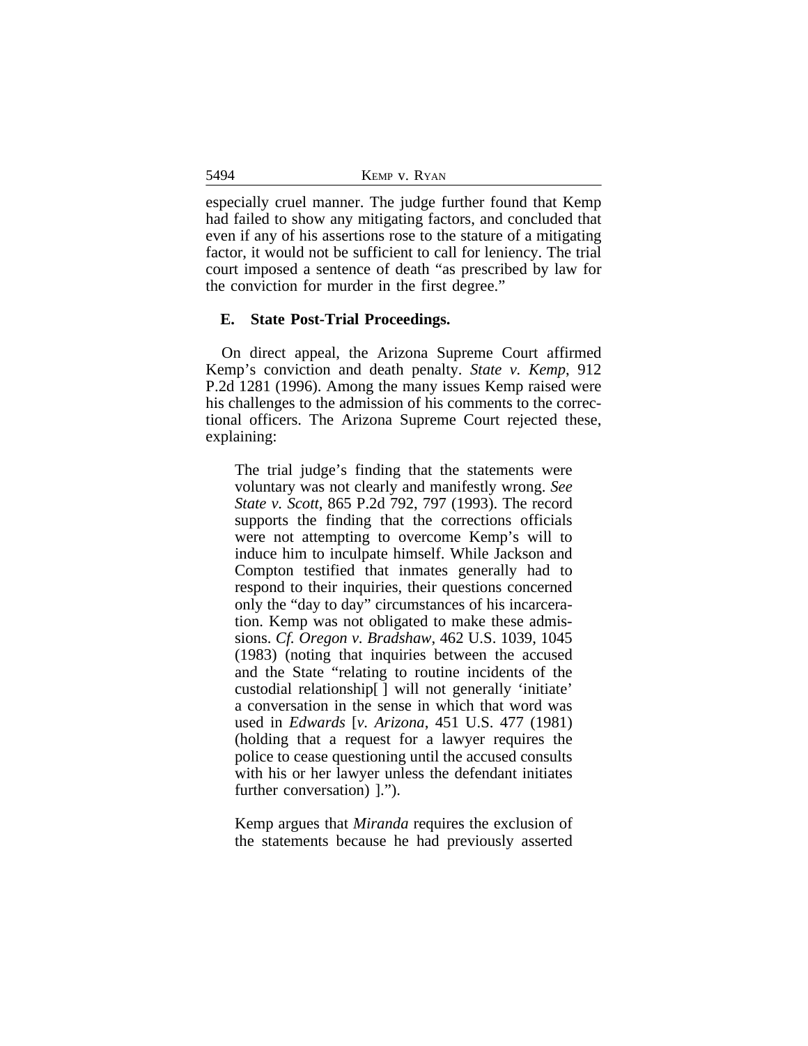especially cruel manner. The judge further found that Kemp had failed to show any mitigating factors, and concluded that even if any of his assertions rose to the stature of a mitigating factor, it would not be sufficient to call for leniency. The trial court imposed a sentence of death "as prescribed by law for the conviction for murder in the first degree."

### E. State Post-Trial Proceedings.

On direct appeal, the Arizona Supreme Court affirmed Kemp's conviction and death penalty. *State v. Kemp*, 912 P.2d 1281 (1996). Among the many issues Kemp raised were his challenges to the admission of his comments to the correctional officers. The Arizona Supreme Court rejected these, explaining:

> The trial judge's finding that the statements were voluntary was not clearly and manifestly wrong. *See State v. Scott*, 865 P.2d 792, 797 (1993). The record supports the finding that the corrections officials were not attempting to overcome Kemp's will to induce him to inculpate himself. While Jackson and Compton testified that inmates generally had to respond to their inquiries, their questions concerned only the "day to day" circumstances of his incarceration. Kemp was not obligated to make these admissions. *Cf. Oregon v. Bradshaw*, 462 U.S. 1039, 1045 (1983) (noting that inquiries between the accused and the State "relating to routine incidents of the custodial relationship[ ] will not generally 'initiate' a conversation in the sense in which that word was used in *Edwards* [*v. Arizona*, 451 U.S. 477 (1981) (holding that a request for a lawyer requires the police to cease questioning until the accused consults with his or her lawyer unless the defendant initiates further conversation) ].").
>
> Kemp argues that *Miranda* requires the exclusion of the statements because he had previously asserted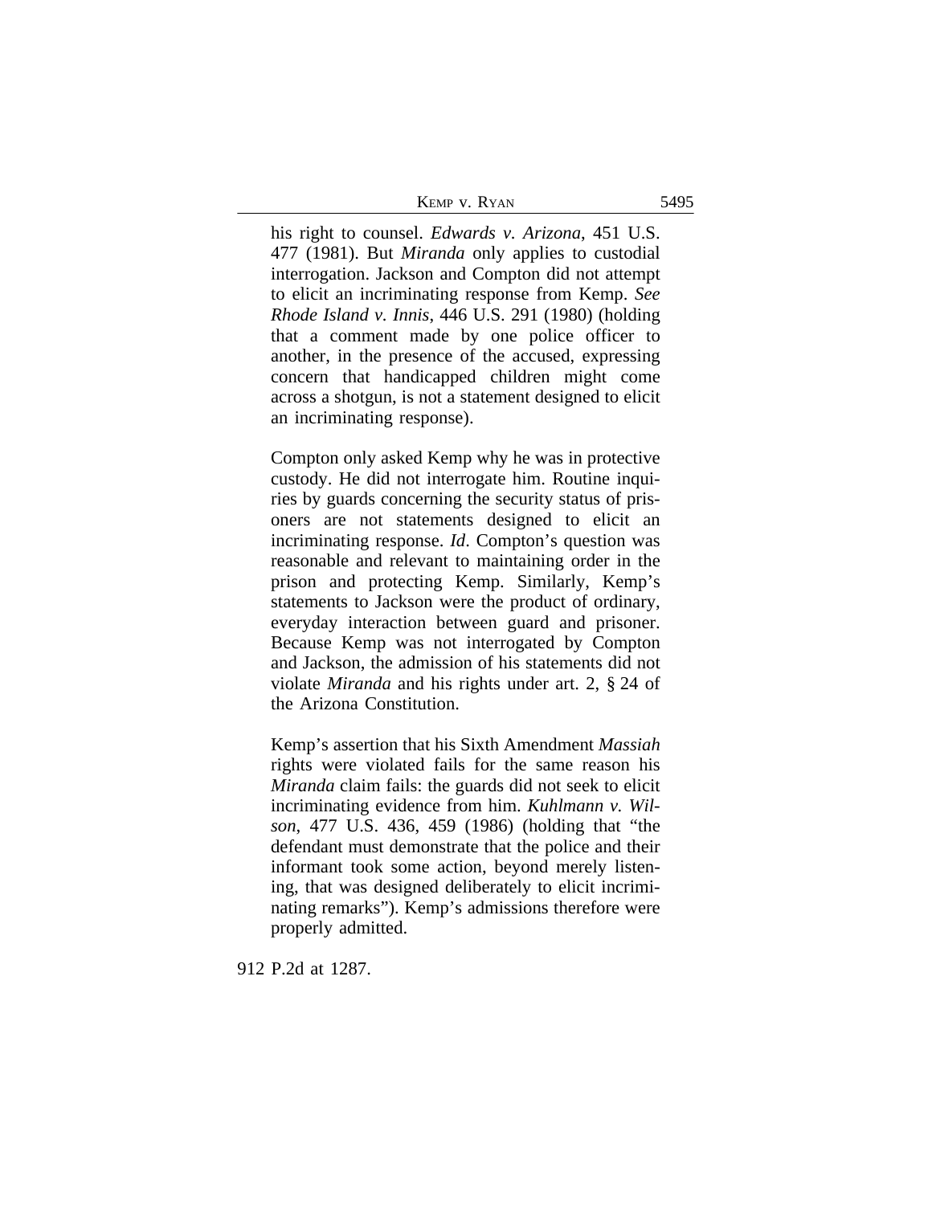> his right to counsel. *Edwards v. Arizona*, 451 U.S. 477 (1981). But *Miranda* only applies to custodial interrogation. Jackson and Compton did not attempt to elicit an incriminating response from Kemp. *See Rhode Island v. Innis*, 446 U.S. 291 (1980) (holding that a comment made by one police officer to another, in the presence of the accused, expressing concern that handicapped children might come across a shotgun, is not a statement designed to elicit an incriminating response).
>
> Compton only asked Kemp why he was in protective custody. He did not interrogate him. Routine inquiries by guards concerning the security status of prisoners are not statements designed to elicit an incriminating response. *Id*. Compton's question was reasonable and relevant to maintaining order in the prison and protecting Kemp. Similarly, Kemp's statements to Jackson were the product of ordinary, everyday interaction between guard and prisoner. Because Kemp was not interrogated by Compton and Jackson, the admission of his statements did not violate *Miranda* and his rights under art. 2, § 24 of the Arizona Constitution.
>
> Kemp's assertion that his Sixth Amendment *Massiah* rights were violated fails for the same reason his *Miranda* claim fails: the guards did not seek to elicit incriminating evidence from him. *Kuhlmann v. Wilson*, 477 U.S. 436, 459 (1986) (holding that "the defendant must demonstrate that the police and their informant took some action, beyond merely listening, that was designed deliberately to elicit incriminating remarks"). Kemp's admissions therefore were properly admitted.

912 P.2d at 1287.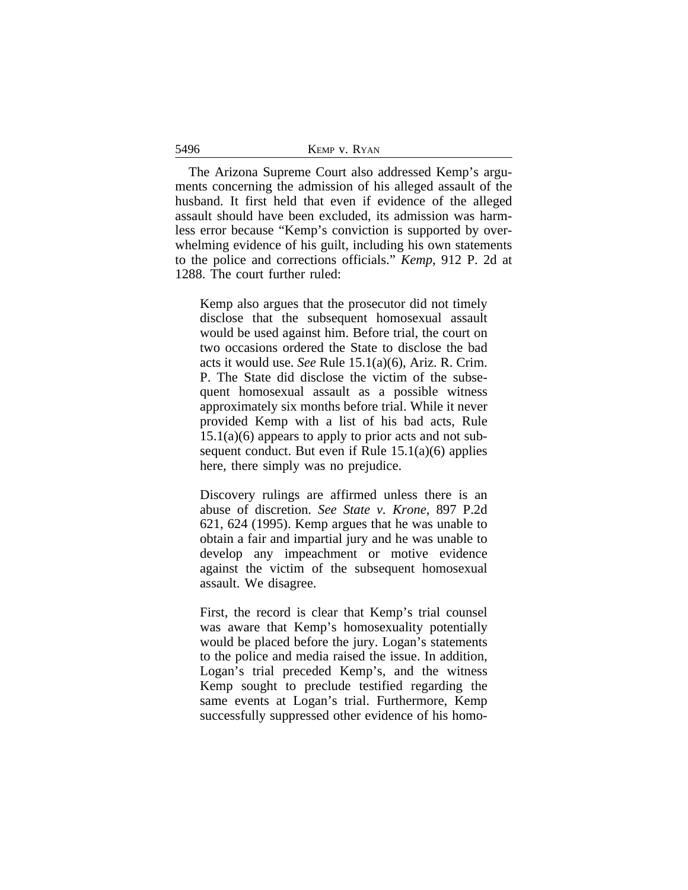The Arizona Supreme Court also addressed Kemp's arguments concerning the admission of his alleged assault of the husband. It first held that even if evidence of the alleged assault should have been excluded, its admission was harmless error because "Kemp's conviction is supported by overwhelming evidence of his guilt, including his own statements to the police and corrections officials." *Kemp*, 912 P. 2d at 1288. The court further ruled:

> Kemp also argues that the prosecutor did not timely disclose that the subsequent homosexual assault would be used against him. Before trial, the court on two occasions ordered the State to disclose the bad acts it would use. *See* Rule 15.1(a)(6), Ariz. R. Crim. P. The State did disclose the victim of the subsequent homosexual assault as a possible witness approximately six months before trial. While it never provided Kemp with a list of his bad acts, Rule 15.1(a)(6) appears to apply to prior acts and not subsequent conduct. But even if Rule 15.1(a)(6) applies here, there simply was no prejudice.
>
> Discovery rulings are affirmed unless there is an abuse of discretion. *See State v. Krone*, 897 P.2d 621, 624 (1995). Kemp argues that he was unable to obtain a fair and impartial jury and he was unable to develop any impeachment or motive evidence against the victim of the subsequent homosexual assault. We disagree.
>
> First, the record is clear that Kemp's trial counsel was aware that Kemp's homosexuality potentially would be placed before the jury. Logan's statements to the police and media raised the issue. In addition, Logan's trial preceded Kemp's, and the witness Kemp sought to preclude testified regarding the same events at Logan's trial. Furthermore, Kemp successfully suppressed other evidence of his homo-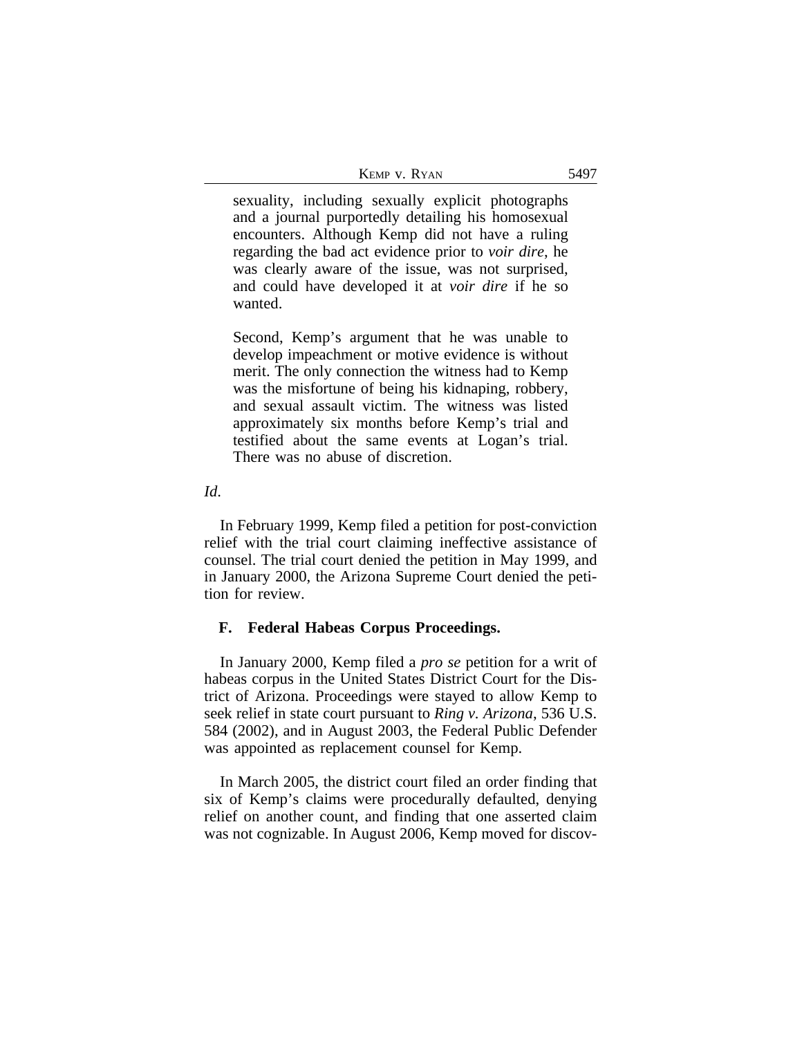> sexuality, including sexually explicit photographs and a journal purportedly detailing his homosexual encounters. Although Kemp did not have a ruling regarding the bad act evidence prior to *voir dire*, he was clearly aware of the issue, was not surprised, and could have developed it at *voir dire* if he so wanted.
>
> Second, Kemp's argument that he was unable to develop impeachment or motive evidence is without merit. The only connection the witness had to Kemp was the misfortune of being his kidnaping, robbery, and sexual assault victim. The witness was listed approximately six months before Kemp's trial and testified about the same events at Logan's trial. There was no abuse of discretion.

*Id*.

In February 1999, Kemp filed a petition for post-conviction relief with the trial court claiming ineffective assistance of counsel. The trial court denied the petition in May 1999, and in January 2000, the Arizona Supreme Court denied the petition for review.

### F. Federal Habeas Corpus Proceedings.

In January 2000, Kemp filed a *pro se* petition for a writ of habeas corpus in the United States District Court for the District of Arizona. Proceedings were stayed to allow Kemp to seek relief in state court pursuant to *Ring v. Arizona*, 536 U.S. 584 (2002), and in August 2003, the Federal Public Defender was appointed as replacement counsel for Kemp.

In March 2005, the district court filed an order finding that six of Kemp's claims were procedurally defaulted, denying relief on another count, and finding that one asserted claim was not cognizable. In August 2006, Kemp moved for discov-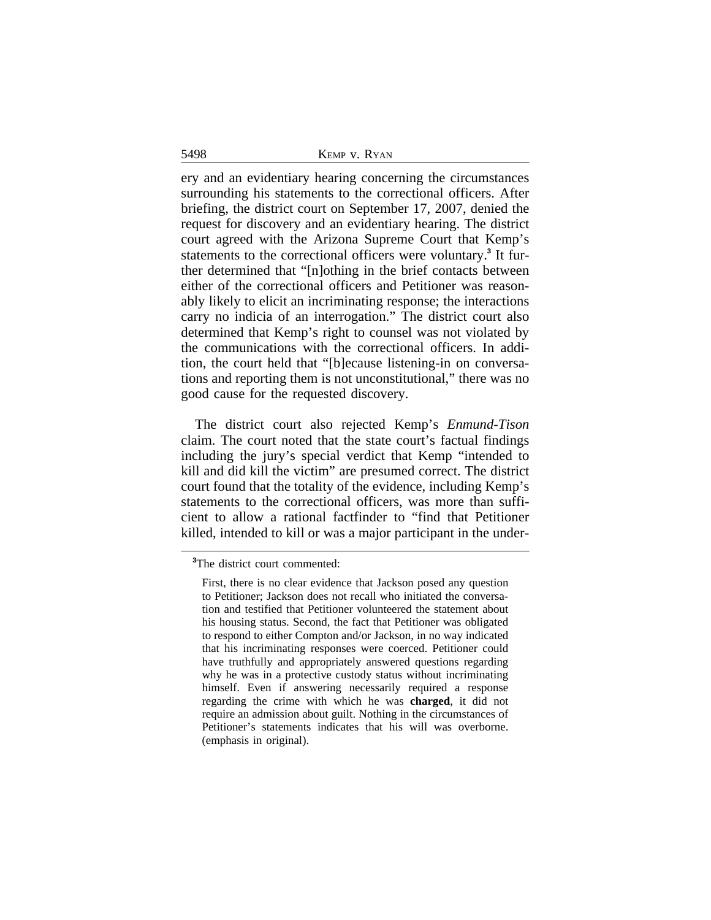ery and an evidentiary hearing concerning the circumstances surrounding his statements to the correctional officers. After briefing, the district court on September 17, 2007, denied the request for discovery and an evidentiary hearing. The district court agreed with the Arizona Supreme Court that Kemp's statements to the correctional officers were voluntary.[3] It further determined that "[n]othing in the brief contacts between either of the correctional officers and Petitioner was reasonably likely to elicit an incriminating response; the interactions carry no indicia of an interrogation." The district court also determined that Kemp's right to counsel was not violated by the communications with the correctional officers. In addition, the court held that "[b]ecause listening-in on conversations and reporting them is not unconstitutional," there was no good cause for the requested discovery.

The district court also rejected Kemp's *Enmund-Tison* claim. The court noted that the state court's factual findings including the jury's special verdict that Kemp "intended to kill and did kill the victim" are presumed correct. The district court found that the totality of the evidence, including Kemp's statements to the correctional officers, was more than sufficient to allow a rational factfinder to "find that Petitioner killed, intended to kill or was a major participant in the under-

---

[3]The district court commented:

> First, there is no clear evidence that Jackson posed any question to Petitioner; Jackson does not recall who initiated the conversation and testified that Petitioner volunteered the statement about his housing status. Second, the fact that Petitioner was obligated to respond to either Compton and/or Jackson, in no way indicated that his incriminating responses were coerced. Petitioner could have truthfully and appropriately answered questions regarding why he was in a protective custody status without incriminating himself. Even if answering necessarily required a response regarding the crime with which he was **charged**, it did not require an admission about guilt. Nothing in the circumstances of Petitioner's statements indicates that his will was overborne. (emphasis in original).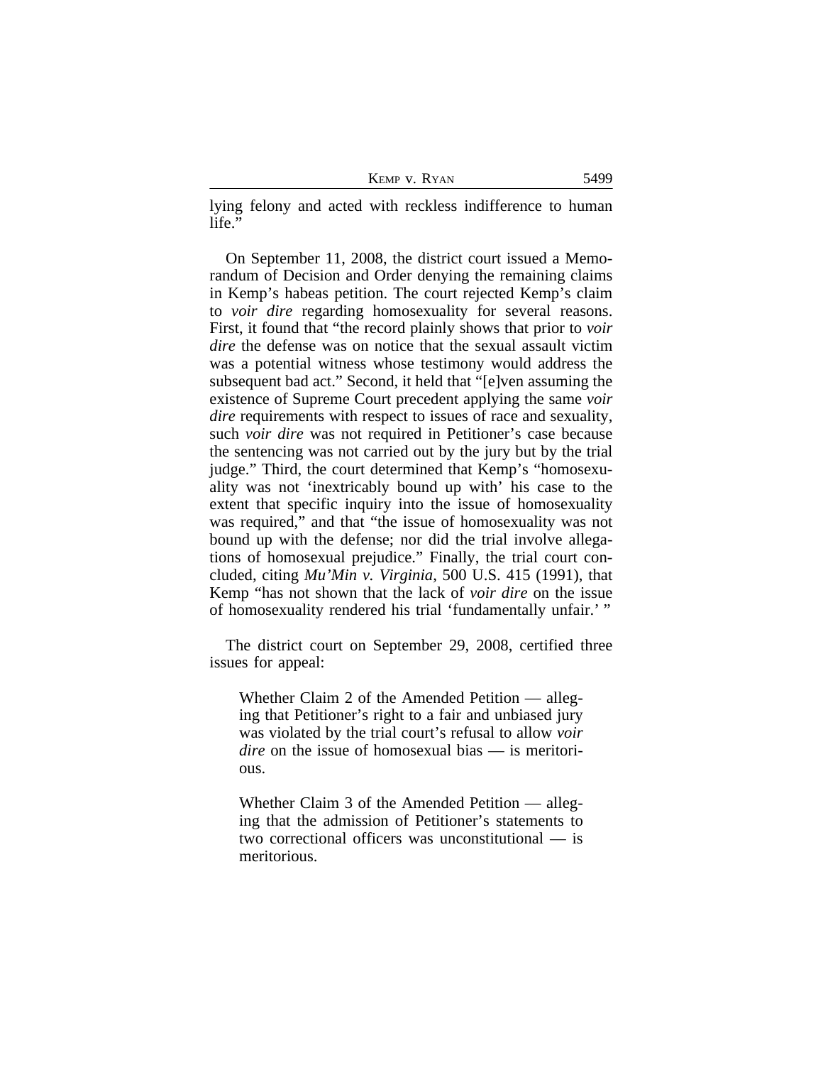lying felony and acted with reckless indifference to human life."

On September 11, 2008, the district court issued a Memorandum of Decision and Order denying the remaining claims in Kemp's habeas petition. The court rejected Kemp's claim to *voir dire* regarding homosexuality for several reasons. First, it found that "the record plainly shows that prior to *voir dire* the defense was on notice that the sexual assault victim was a potential witness whose testimony would address the subsequent bad act." Second, it held that "[e]ven assuming the existence of Supreme Court precedent applying the same *voir dire* requirements with respect to issues of race and sexuality, such *voir dire* was not required in Petitioner's case because the sentencing was not carried out by the jury but by the trial judge." Third, the court determined that Kemp's "homosexuality was not 'inextricably bound up with' his case to the extent that specific inquiry into the issue of homosexuality was required," and that "the issue of homosexuality was not bound up with the defense; nor did the trial involve allegations of homosexual prejudice." Finally, the trial court concluded, citing *Mu'Min v. Virginia*, 500 U.S. 415 (1991), that Kemp "has not shown that the lack of *voir dire* on the issue of homosexuality rendered his trial 'fundamentally unfair.' "

The district court on September 29, 2008, certified three issues for appeal:

> Whether Claim 2 of the Amended Petition — alleging that Petitioner's right to a fair and unbiased jury was violated by the trial court's refusal to allow *voir dire* on the issue of homosexual bias — is meritorious.
>
> Whether Claim 3 of the Amended Petition — alleging that the admission of Petitioner's statements to two correctional officers was unconstitutional — is meritorious.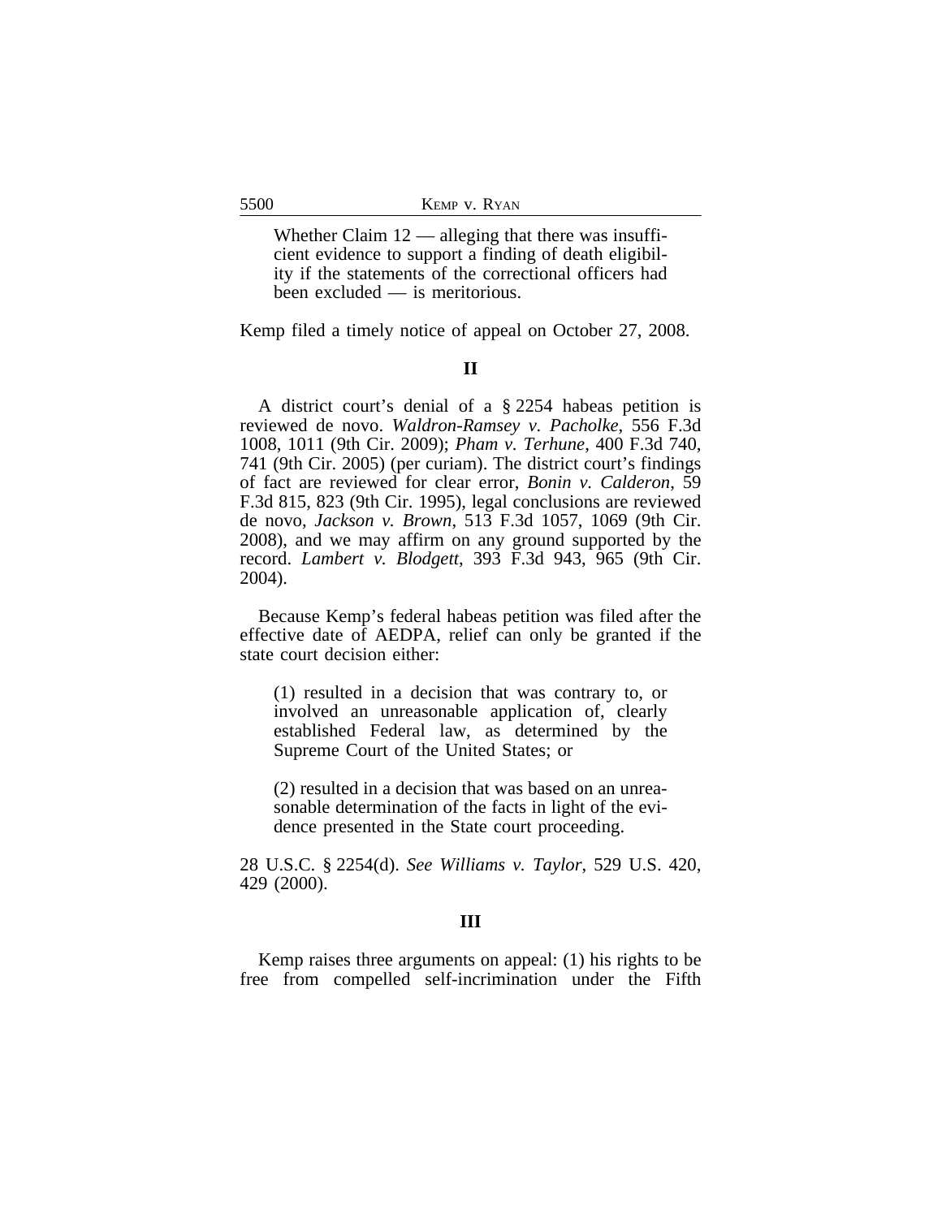> Whether Claim 12 — alleging that there was insufficient evidence to support a finding of death eligibility if the statements of the correctional officers had been excluded — is meritorious.

Kemp filed a timely notice of appeal on October 27, 2008.

## II

A district court's denial of a § 2254 habeas petition is reviewed de novo. *Waldron-Ramsey v. Pacholke*, 556 F.3d 1008, 1011 (9th Cir. 2009); *Pham v. Terhune*, 400 F.3d 740, 741 (9th Cir. 2005) (per curiam). The district court's findings of fact are reviewed for clear error, *Bonin v. Calderon*, 59 F.3d 815, 823 (9th Cir. 1995), legal conclusions are reviewed de novo, *Jackson v. Brown*, 513 F.3d 1057, 1069 (9th Cir. 2008), and we may affirm on any ground supported by the record. *Lambert v. Blodgett*, 393 F.3d 943, 965 (9th Cir. 2004).

Because Kemp's federal habeas petition was filed after the effective date of AEDPA, relief can only be granted if the state court decision either:

> (1) resulted in a decision that was contrary to, or involved an unreasonable application of, clearly established Federal law, as determined by the Supreme Court of the United States; or
>
> (2) resulted in a decision that was based on an unreasonable determination of the facts in light of the evidence presented in the State court proceeding.

28 U.S.C. § 2254(d). *See Williams v. Taylor*, 529 U.S. 420, 429 (2000).

## III

Kemp raises three arguments on appeal: (1) his rights to be free from compelled self-incrimination under the Fifth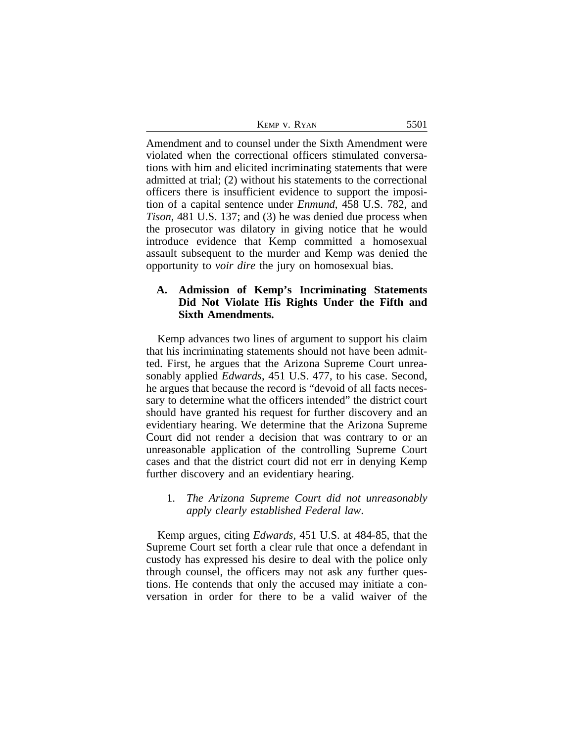Amendment and to counsel under the Sixth Amendment were violated when the correctional officers stimulated conversations with him and elicited incriminating statements that were admitted at trial; (2) without his statements to the correctional officers there is insufficient evidence to support the imposition of a capital sentence under *Enmund*, 458 U.S. 782, and *Tison*, 481 U.S. 137; and (3) he was denied due process when the prosecutor was dilatory in giving notice that he would introduce evidence that Kemp committed a homosexual assault subsequent to the murder and Kemp was denied the opportunity to *voir dire* the jury on homosexual bias.

### A. Admission of Kemp's Incriminating Statements Did Not Violate His Rights Under the Fifth and Sixth Amendments.

Kemp advances two lines of argument to support his claim that his incriminating statements should not have been admitted. First, he argues that the Arizona Supreme Court unreasonably applied *Edwards*, 451 U.S. 477, to his case. Second, he argues that because the record is "devoid of all facts necessary to determine what the officers intended" the district court should have granted his request for further discovery and an evidentiary hearing. We determine that the Arizona Supreme Court did not render a decision that was contrary to or an unreasonable application of the controlling Supreme Court cases and that the district court did not err in denying Kemp further discovery and an evidentiary hearing.

#### 1. *The Arizona Supreme Court did not unreasonably apply clearly established Federal law*.

Kemp argues, citing *Edwards*, 451 U.S. at 484-85, that the Supreme Court set forth a clear rule that once a defendant in custody has expressed his desire to deal with the police only through counsel, the officers may not ask any further questions. He contends that only the accused may initiate a conversation in order for there to be a valid waiver of the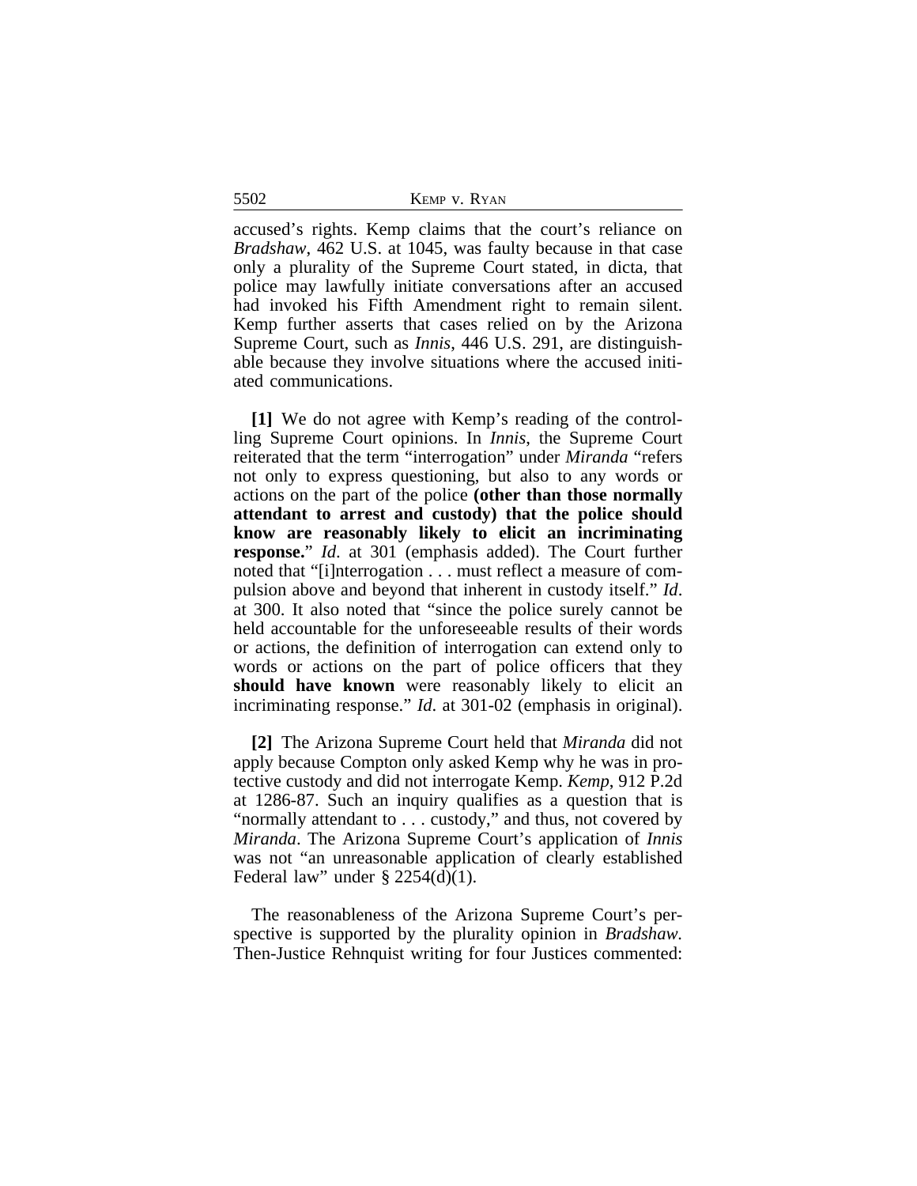accused's rights. Kemp claims that the court's reliance on *Bradshaw*, 462 U.S. at 1045, was faulty because in that case only a plurality of the Supreme Court stated, in dicta, that police may lawfully initiate conversations after an accused had invoked his Fifth Amendment right to remain silent. Kemp further asserts that cases relied on by the Arizona Supreme Court, such as *Innis*, 446 U.S. 291, are distinguishable because they involve situations where the accused initiated communications.

**[1]** We do not agree with Kemp's reading of the controlling Supreme Court opinions. In *Innis*, the Supreme Court reiterated that the term "interrogation" under *Miranda* "refers not only to express questioning, but also to any words or actions on the part of the police **(other than those normally attendant to arrest and custody) that the police should know are reasonably likely to elicit an incriminating response.**" *Id*. at 301 (emphasis added). The Court further noted that "[i]nterrogation . . . must reflect a measure of compulsion above and beyond that inherent in custody itself." *Id*. at 300. It also noted that "since the police surely cannot be held accountable for the unforeseeable results of their words or actions, the definition of interrogation can extend only to words or actions on the part of police officers that they **should have known** were reasonably likely to elicit an incriminating response." *Id*. at 301-02 (emphasis in original).

**[2]** The Arizona Supreme Court held that *Miranda* did not apply because Compton only asked Kemp why he was in protective custody and did not interrogate Kemp. *Kemp*, 912 P.2d at 1286-87. Such an inquiry qualifies as a question that is "normally attendant to . . . custody," and thus, not covered by *Miranda*. The Arizona Supreme Court's application of *Innis* was not "an unreasonable application of clearly established Federal law" under § 2254(d)(1).

The reasonableness of the Arizona Supreme Court's perspective is supported by the plurality opinion in *Bradshaw*. Then-Justice Rehnquist writing for four Justices commented: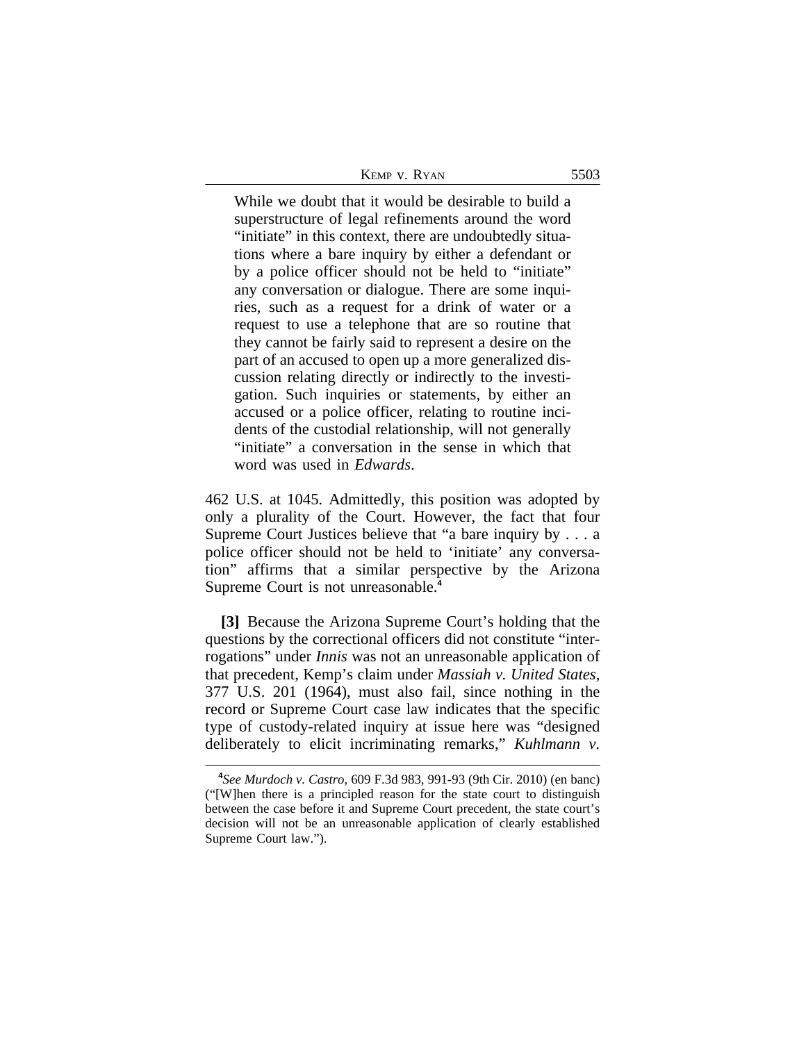> While we doubt that it would be desirable to build a superstructure of legal refinements around the word "initiate" in this context, there are undoubtedly situations where a bare inquiry by either a defendant or by a police officer should not be held to "initiate" any conversation or dialogue. There are some inquiries, such as a request for a drink of water or a request to use a telephone that are so routine that they cannot be fairly said to represent a desire on the part of an accused to open up a more generalized discussion relating directly or indirectly to the investigation. Such inquiries or statements, by either an accused or a police officer, relating to routine incidents of the custodial relationship, will not generally "initiate" a conversation in the sense in which that word was used in *Edwards*.

462 U.S. at 1045. Admittedly, this position was adopted by only a plurality of the Court. However, the fact that four Supreme Court Justices believe that "a bare inquiry by . . . a police officer should not be held to 'initiate' any conversation" affirms that a similar perspective by the Arizona Supreme Court is not unreasonable.[4]

**[3]** Because the Arizona Supreme Court's holding that the questions by the correctional officers did not constitute "interrogations" under *Innis* was not an unreasonable application of that precedent, Kemp's claim under *Massiah v. United States*, 377 U.S. 201 (1964), must also fail, since nothing in the record or Supreme Court case law indicates that the specific type of custody-related inquiry at issue here was "designed deliberately to elicit incriminating remarks," *Kuhlmann v.*

---

[4] *See Murdoch v. Castro*, 609 F.3d 983, 991-93 (9th Cir. 2010) (en banc) ("[W]hen there is a principled reason for the state court to distinguish between the case before it and Supreme Court precedent, the state court's decision will not be an unreasonable application of clearly established Supreme Court law.").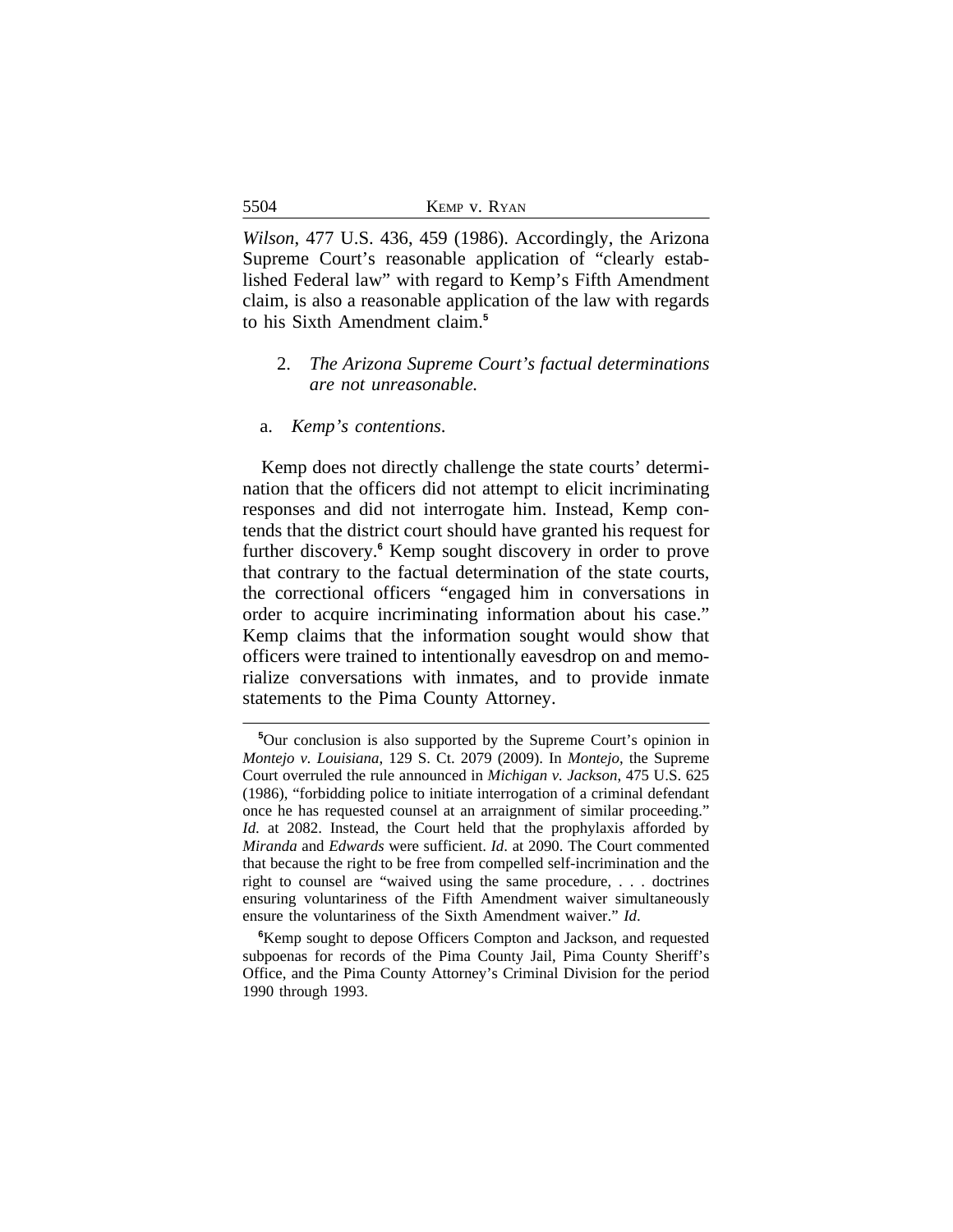*Wilson*, 477 U.S. 436, 459 (1986). Accordingly, the Arizona Supreme Court's reasonable application of "clearly established Federal law" with regard to Kemp's Fifth Amendment claim, is also a reasonable application of the law with regards to his Sixth Amendment claim.[5]

### 2. *The Arizona Supreme Court's factual determinations are not unreasonable.*

#### a. *Kemp's contentions.*

Kemp does not directly challenge the state courts' determination that the officers did not attempt to elicit incriminating responses and did not interrogate him. Instead, Kemp contends that the district court should have granted his request for further discovery.[6] Kemp sought discovery in order to prove that contrary to the factual determination of the state courts, the correctional officers "engaged him in conversations in order to acquire incriminating information about his case." Kemp claims that the information sought would show that officers were trained to intentionally eavesdrop on and memorialize conversations with inmates, and to provide inmate statements to the Pima County Attorney.

---

[5]Our conclusion is also supported by the Supreme Court's opinion in *Montejo v. Louisiana*, 129 S. Ct. 2079 (2009). In *Montejo*, the Supreme Court overruled the rule announced in *Michigan v. Jackson*, 475 U.S. 625 (1986), "forbidding police to initiate interrogation of a criminal defendant once he has requested counsel at an arraignment of similar proceeding." *Id.* at 2082. Instead, the Court held that the prophylaxis afforded by *Miranda* and *Edwards* were sufficient. *Id*. at 2090. The Court commented that because the right to be free from compelled self-incrimination and the right to counsel are "waived using the same procedure, . . . doctrines ensuring voluntariness of the Fifth Amendment waiver simultaneously ensure the voluntariness of the Sixth Amendment waiver." *Id*.

[6]Kemp sought to depose Officers Compton and Jackson, and requested subpoenas for records of the Pima County Jail, Pima County Sheriff's Office, and the Pima County Attorney's Criminal Division for the period 1990 through 1993.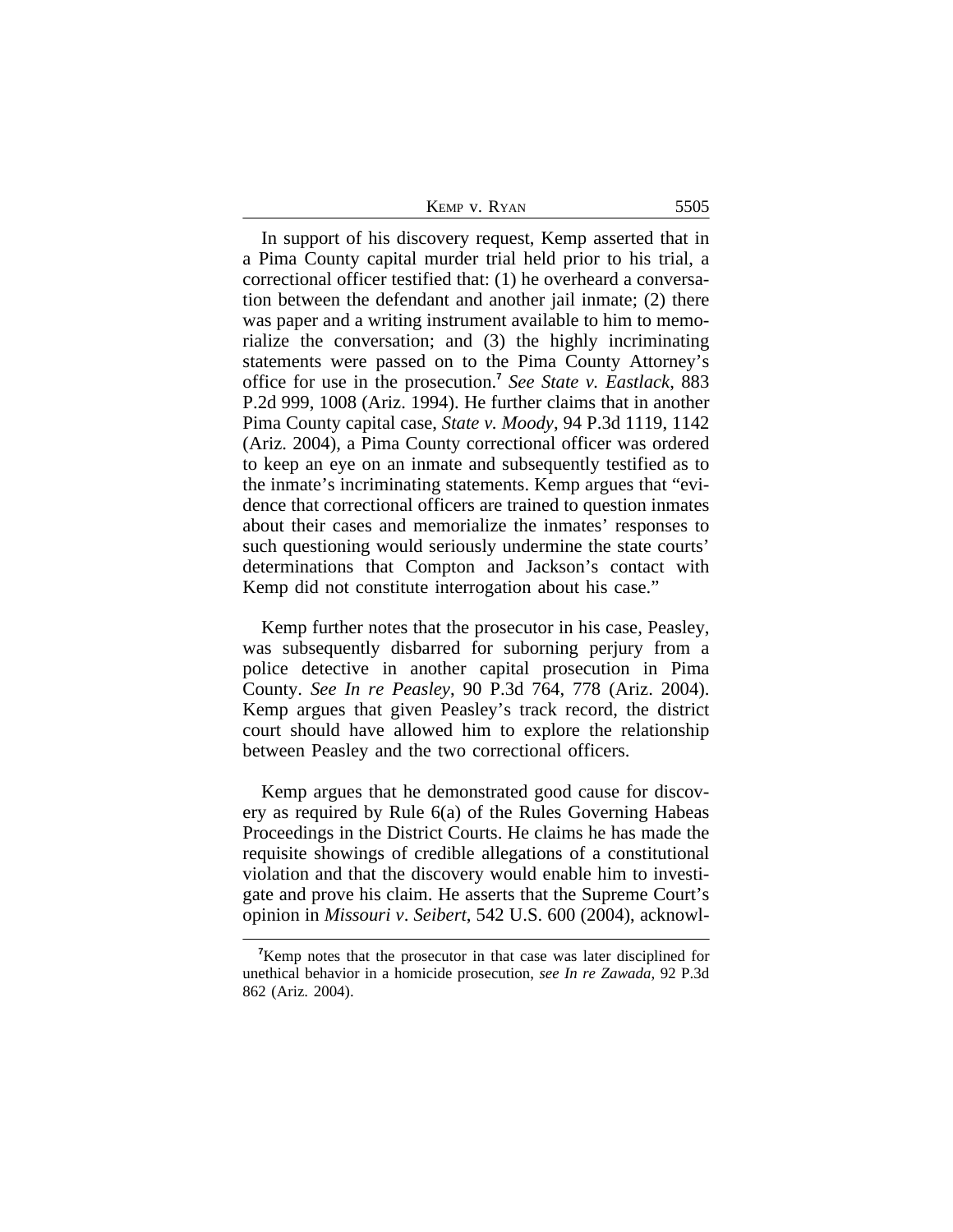In support of his discovery request, Kemp asserted that in a Pima County capital murder trial held prior to his trial, a correctional officer testified that: (1) he overheard a conversation between the defendant and another jail inmate; (2) there was paper and a writing instrument available to him to memorialize the conversation; and (3) the highly incriminating statements were passed on to the Pima County Attorney's office for use in the prosecution.[7] *See State v. Eastlack*, 883 P.2d 999, 1008 (Ariz. 1994). He further claims that in another Pima County capital case, *State v. Moody*, 94 P.3d 1119, 1142 (Ariz. 2004), a Pima County correctional officer was ordered to keep an eye on an inmate and subsequently testified as to the inmate's incriminating statements. Kemp argues that "evidence that correctional officers are trained to question inmates about their cases and memorialize the inmates' responses to such questioning would seriously undermine the state courts' determinations that Compton and Jackson's contact with Kemp did not constitute interrogation about his case."

Kemp further notes that the prosecutor in his case, Peasley, was subsequently disbarred for suborning perjury from a police detective in another capital prosecution in Pima County. *See In re Peasley*, 90 P.3d 764, 778 (Ariz. 2004). Kemp argues that given Peasley's track record, the district court should have allowed him to explore the relationship between Peasley and the two correctional officers.

Kemp argues that he demonstrated good cause for discovery as required by Rule 6(a) of the Rules Governing Habeas Proceedings in the District Courts. He claims he has made the requisite showings of credible allegations of a constitutional violation and that the discovery would enable him to investigate and prove his claim. He asserts that the Supreme Court's opinion in *Missouri v. Seibert*, 542 U.S. 600 (2004), acknowl-

[7] Kemp notes that the prosecutor in that case was later disciplined for unethical behavior in a homicide prosecution, *see In re Zawada*, 92 P.3d 862 (Ariz. 2004).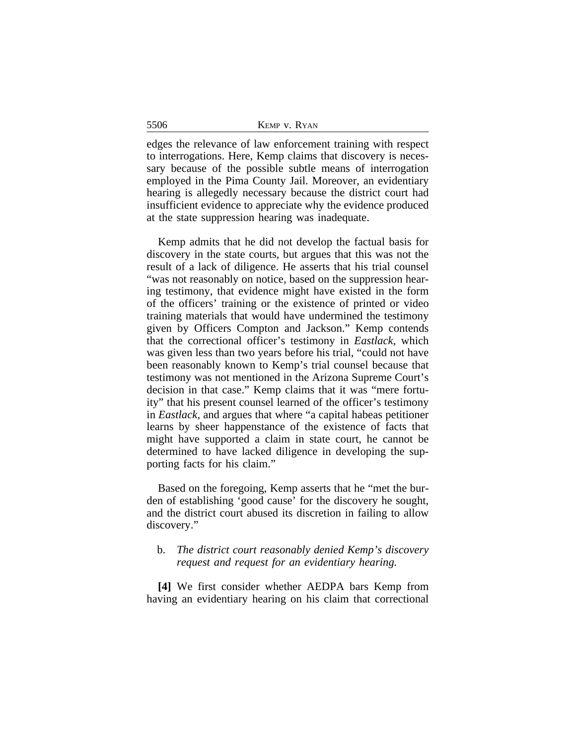edges the relevance of law enforcement training with respect to interrogations. Here, Kemp claims that discovery is necessary because of the possible subtle means of interrogation employed in the Pima County Jail. Moreover, an evidentiary hearing is allegedly necessary because the district court had insufficient evidence to appreciate why the evidence produced at the state suppression hearing was inadequate.

Kemp admits that he did not develop the factual basis for discovery in the state courts, but argues that this was not the result of a lack of diligence. He asserts that his trial counsel "was not reasonably on notice, based on the suppression hearing testimony, that evidence might have existed in the form of the officers' training or the existence of printed or video training materials that would have undermined the testimony given by Officers Compton and Jackson." Kemp contends that the correctional officer's testimony in *Eastlack*, which was given less than two years before his trial, "could not have been reasonably known to Kemp's trial counsel because that testimony was not mentioned in the Arizona Supreme Court's decision in that case." Kemp claims that it was "mere fortuity" that his present counsel learned of the officer's testimony in *Eastlack*, and argues that where "a capital habeas petitioner learns by sheer happenstance of the existence of facts that might have supported a claim in state court, he cannot be determined to have lacked diligence in developing the supporting facts for his claim."

Based on the foregoing, Kemp asserts that he "met the burden of establishing 'good cause' for the discovery he sought, and the district court abused its discretion in failing to allow discovery."

b. *The district court reasonably denied Kemp's discovery request and request for an evidentiary hearing.*

**[4]** We first consider whether AEDPA bars Kemp from having an evidentiary hearing on his claim that correctional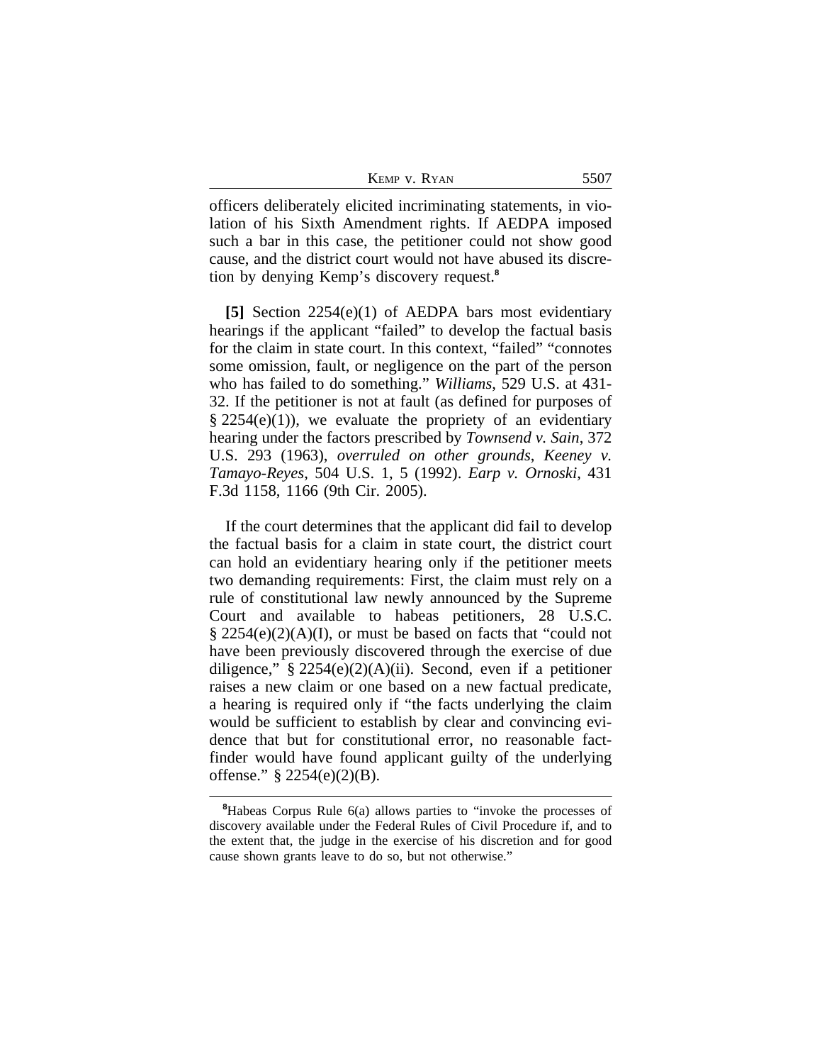officers deliberately elicited incriminating statements, in violation of his Sixth Amendment rights. If AEDPA imposed such a bar in this case, the petitioner could not show good cause, and the district court would not have abused its discretion by denying Kemp's discovery request.[8]

**[5]** Section 2254(e)(1) of AEDPA bars most evidentiary hearings if the applicant "failed" to develop the factual basis for the claim in state court. In this context, "failed" "connotes some omission, fault, or negligence on the part of the person who has failed to do something." *Williams*, 529 U.S. at 431-32. If the petitioner is not at fault (as defined for purposes of § 2254(e)(1)), we evaluate the propriety of an evidentiary hearing under the factors prescribed by *Townsend v. Sain*, 372 U.S. 293 (1963), *overruled on other grounds*, *Keeney v. Tamayo-Reyes*, 504 U.S. 1, 5 (1992). *Earp v. Ornoski*, 431 F.3d 1158, 1166 (9th Cir. 2005).

If the court determines that the applicant did fail to develop the factual basis for a claim in state court, the district court can hold an evidentiary hearing only if the petitioner meets two demanding requirements: First, the claim must rely on a rule of constitutional law newly announced by the Supreme Court and available to habeas petitioners, 28 U.S.C. § 2254(e)(2)(A)(I), or must be based on facts that "could not have been previously discovered through the exercise of due diligence," § 2254(e)(2)(A)(ii). Second, even if a petitioner raises a new claim or one based on a new factual predicate, a hearing is required only if "the facts underlying the claim would be sufficient to establish by clear and convincing evidence that but for constitutional error, no reasonable factfinder would have found applicant guilty of the underlying offense." § 2254(e)(2)(B).

[8]Habeas Corpus Rule 6(a) allows parties to "invoke the processes of discovery available under the Federal Rules of Civil Procedure if, and to the extent that, the judge in the exercise of his discretion and for good cause shown grants leave to do so, but not otherwise."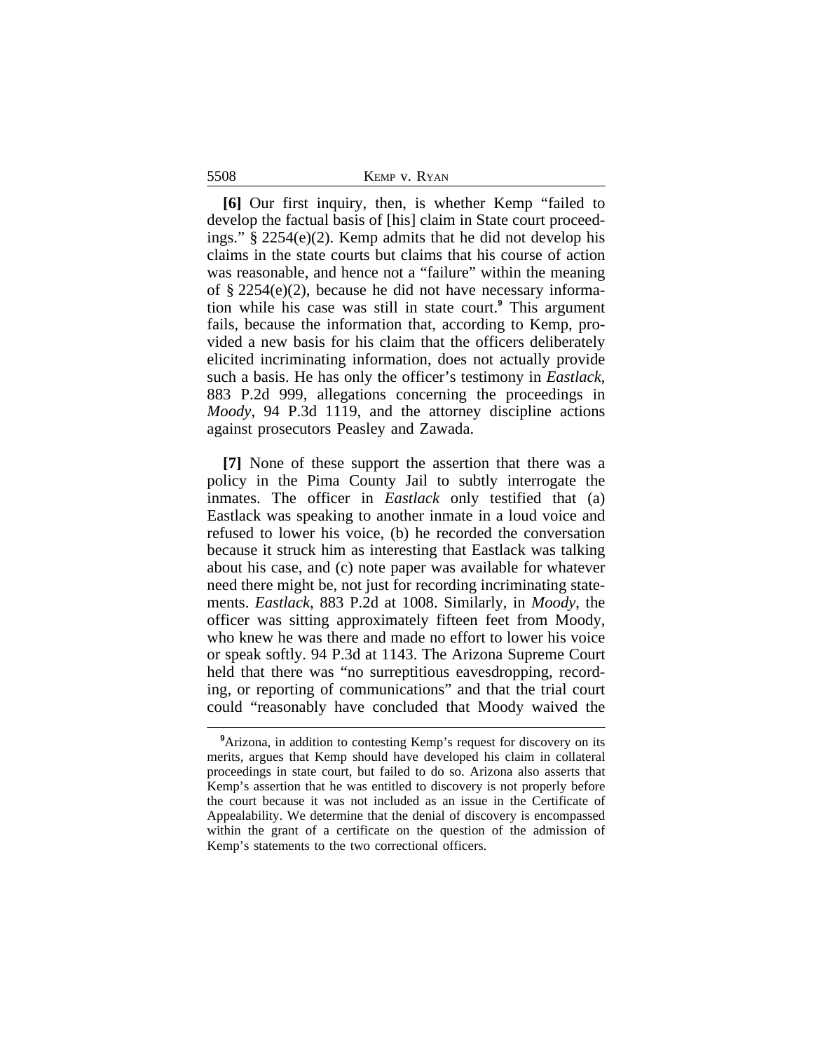**[6]** Our first inquiry, then, is whether Kemp "failed to develop the factual basis of [his] claim in State court proceedings." § 2254(e)(2). Kemp admits that he did not develop his claims in the state courts but claims that his course of action was reasonable, and hence not a "failure" within the meaning of § 2254(e)(2), because he did not have necessary information while his case was still in state court.[9] This argument fails, because the information that, according to Kemp, provided a new basis for his claim that the officers deliberately elicited incriminating information, does not actually provide such a basis. He has only the officer's testimony in *Eastlack*, 883 P.2d 999, allegations concerning the proceedings in *Moody*, 94 P.3d 1119, and the attorney discipline actions against prosecutors Peasley and Zawada.

**[7]** None of these support the assertion that there was a policy in the Pima County Jail to subtly interrogate the inmates. The officer in *Eastlack* only testified that (a) Eastlack was speaking to another inmate in a loud voice and refused to lower his voice, (b) he recorded the conversation because it struck him as interesting that Eastlack was talking about his case, and (c) note paper was available for whatever need there might be, not just for recording incriminating statements. *Eastlack*, 883 P.2d at 1008. Similarly, in *Moody*, the officer was sitting approximately fifteen feet from Moody, who knew he was there and made no effort to lower his voice or speak softly. 94 P.3d at 1143. The Arizona Supreme Court held that there was "no surreptitious eavesdropping, recording, or reporting of communications" and that the trial court could "reasonably have concluded that Moody waived the

[9] Arizona, in addition to contesting Kemp's request for discovery on its merits, argues that Kemp should have developed his claim in collateral proceedings in state court, but failed to do so. Arizona also asserts that Kemp's assertion that he was entitled to discovery is not properly before the court because it was not included as an issue in the Certificate of Appealability. We determine that the denial of discovery is encompassed within the grant of a certificate on the question of the admission of Kemp's statements to the two correctional officers.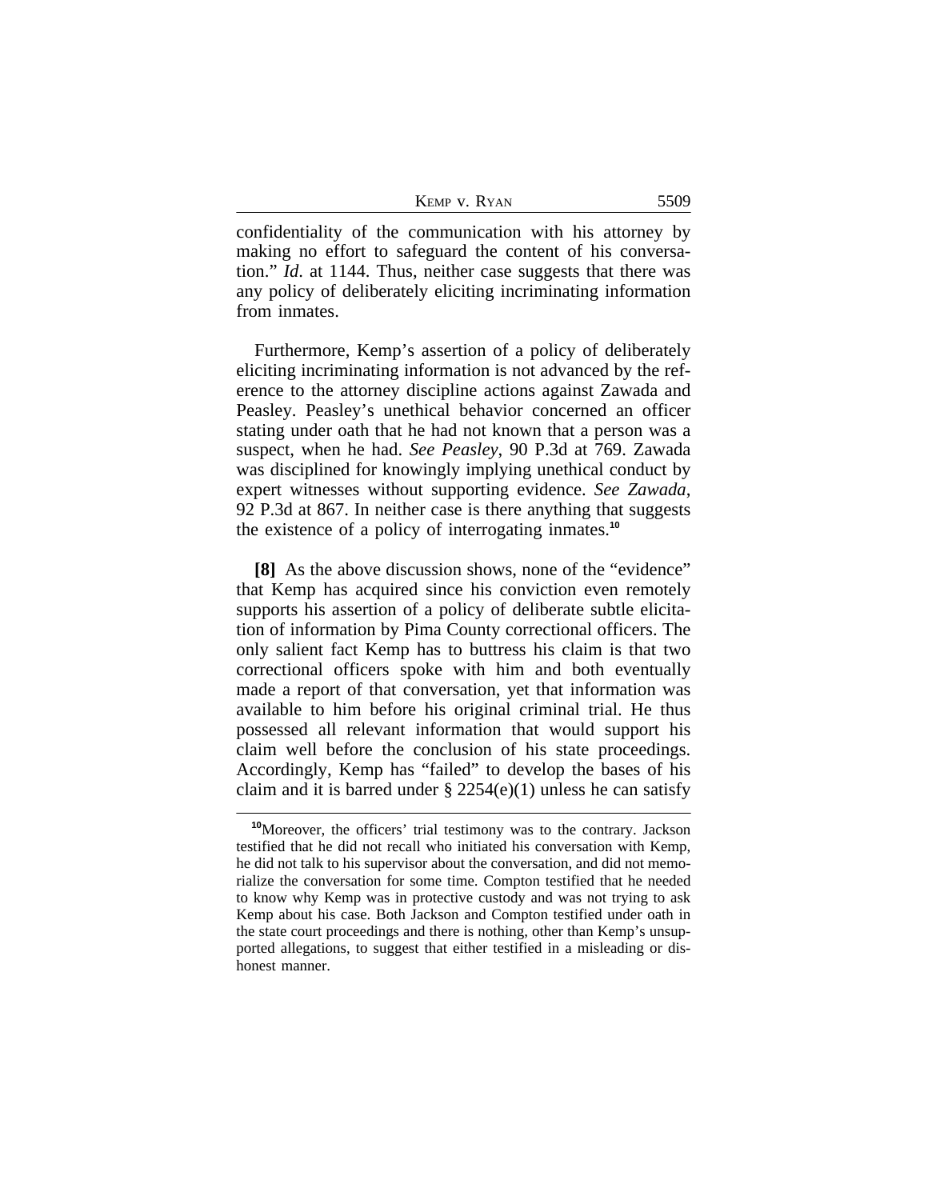confidentiality of the communication with his attorney by making no effort to safeguard the content of his conversation." *Id.* at 1144. Thus, neither case suggests that there was any policy of deliberately eliciting incriminating information from inmates.

Furthermore, Kemp's assertion of a policy of deliberately eliciting incriminating information is not advanced by the reference to the attorney discipline actions against Zawada and Peasley. Peasley's unethical behavior concerned an officer stating under oath that he had not known that a person was a suspect, when he had. *See Peasley*, 90 P.3d at 769. Zawada was disciplined for knowingly implying unethical conduct by expert witnesses without supporting evidence. *See Zawada*, 92 P.3d at 867. In neither case is there anything that suggests the existence of a policy of interrogating inmates.[10]

**[8]** As the above discussion shows, none of the "evidence" that Kemp has acquired since his conviction even remotely supports his assertion of a policy of deliberate subtle elicitation of information by Pima County correctional officers. The only salient fact Kemp has to buttress his claim is that two correctional officers spoke with him and both eventually made a report of that conversation, yet that information was available to him before his original criminal trial. He thus possessed all relevant information that would support his claim well before the conclusion of his state proceedings. Accordingly, Kemp has "failed" to develop the bases of his claim and it is barred under § 2254(e)(1) unless he can satisfy

[10]Moreover, the officers' trial testimony was to the contrary. Jackson testified that he did not recall who initiated his conversation with Kemp, he did not talk to his supervisor about the conversation, and did not memorialize the conversation for some time. Compton testified that he needed to know why Kemp was in protective custody and was not trying to ask Kemp about his case. Both Jackson and Compton testified under oath in the state court proceedings and there is nothing, other than Kemp's unsupported allegations, to suggest that either testified in a misleading or dishonest manner.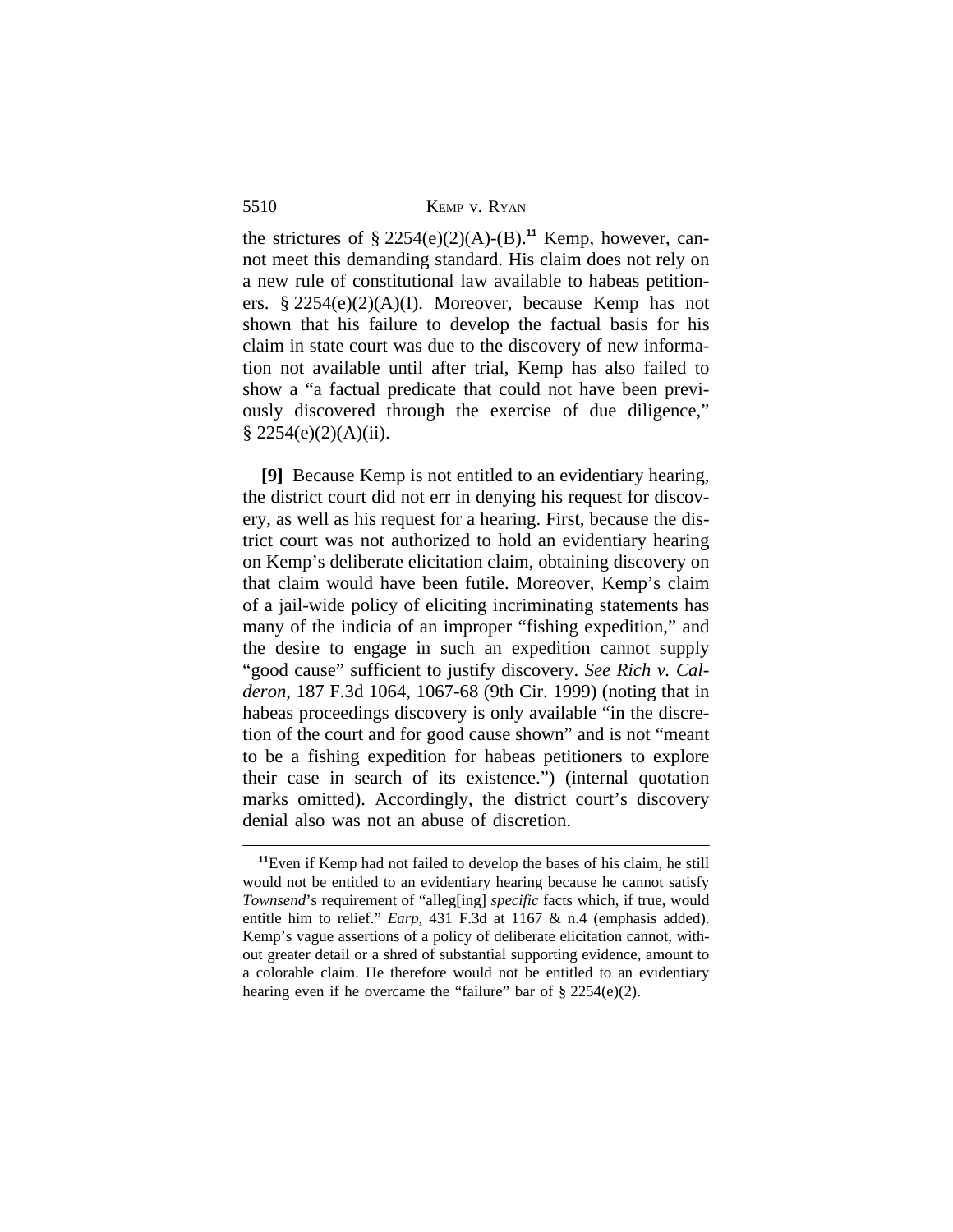the strictures of § 2254(e)(2)(A)-(B).[11] Kemp, however, cannot meet this demanding standard. His claim does not rely on a new rule of constitutional law available to habeas petitioners. § 2254(e)(2)(A)(I). Moreover, because Kemp has not shown that his failure to develop the factual basis for his claim in state court was due to the discovery of new information not available until after trial, Kemp has also failed to show a "a factual predicate that could not have been previously discovered through the exercise of due diligence," § 2254(e)(2)(A)(ii).

**[9]** Because Kemp is not entitled to an evidentiary hearing, the district court did not err in denying his request for discovery, as well as his request for a hearing. First, because the district court was not authorized to hold an evidentiary hearing on Kemp's deliberate elicitation claim, obtaining discovery on that claim would have been futile. Moreover, Kemp's claim of a jail-wide policy of eliciting incriminating statements has many of the indicia of an improper "fishing expedition," and the desire to engage in such an expedition cannot supply "good cause" sufficient to justify discovery. *See Rich v. Calderon*, 187 F.3d 1064, 1067-68 (9th Cir. 1999) (noting that in habeas proceedings discovery is only available "in the discretion of the court and for good cause shown" and is not "meant to be a fishing expedition for habeas petitioners to explore their case in search of its existence.") (internal quotation marks omitted). Accordingly, the district court's discovery denial also was not an abuse of discretion.

---

[11]Even if Kemp had not failed to develop the bases of his claim, he still would not be entitled to an evidentiary hearing because he cannot satisfy *Townsend*'s requirement of "alleg[ing] *specific* facts which, if true, would entitle him to relief." *Earp*, 431 F.3d at 1167 & n.4 (emphasis added). Kemp's vague assertions of a policy of deliberate elicitation cannot, without greater detail or a shred of substantial supporting evidence, amount to a colorable claim. He therefore would not be entitled to an evidentiary hearing even if he overcame the "failure" bar of § 2254(e)(2).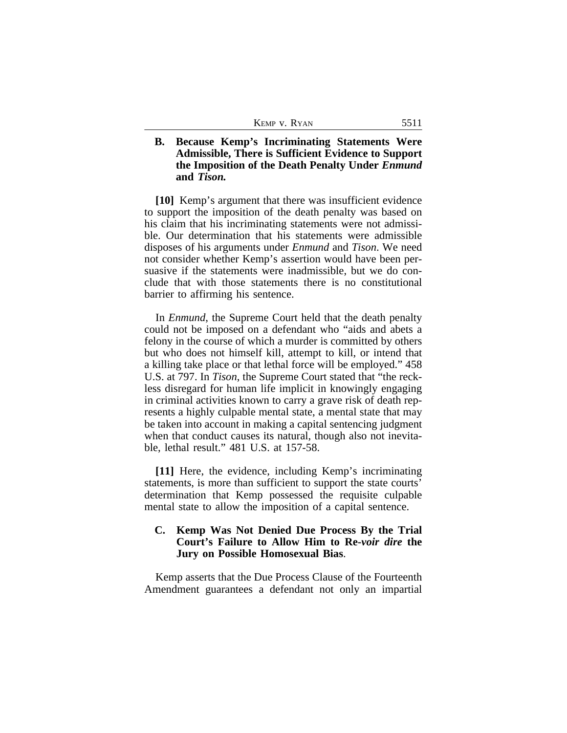### B. Because Kemp's Incriminating Statements Were Admissible, There is Sufficient Evidence to Support the Imposition of the Death Penalty Under *Enmund* and *Tison.*

**[10]** Kemp's argument that there was insufficient evidence to support the imposition of the death penalty was based on his claim that his incriminating statements were not admissible. Our determination that his statements were admissible disposes of his arguments under *Enmund* and *Tison*. We need not consider whether Kemp's assertion would have been persuasive if the statements were inadmissible, but we do conclude that with those statements there is no constitutional barrier to affirming his sentence.

In *Enmund*, the Supreme Court held that the death penalty could not be imposed on a defendant who "aids and abets a felony in the course of which a murder is committed by others but who does not himself kill, attempt to kill, or intend that a killing take place or that lethal force will be employed." 458 U.S. at 797. In *Tison*, the Supreme Court stated that "the reckless disregard for human life implicit in knowingly engaging in criminal activities known to carry a grave risk of death represents a highly culpable mental state, a mental state that may be taken into account in making a capital sentencing judgment when that conduct causes its natural, though also not inevitable, lethal result." 481 U.S. at 157-58.

**[11]** Here, the evidence, including Kemp's incriminating statements, is more than sufficient to support the state courts' determination that Kemp possessed the requisite culpable mental state to allow the imposition of a capital sentence.

### C. Kemp Was Not Denied Due Process By the Trial Court's Failure to Allow Him to Re-*voir dire* the Jury on Possible Homosexual Bias.

Kemp asserts that the Due Process Clause of the Fourteenth Amendment guarantees a defendant not only an impartial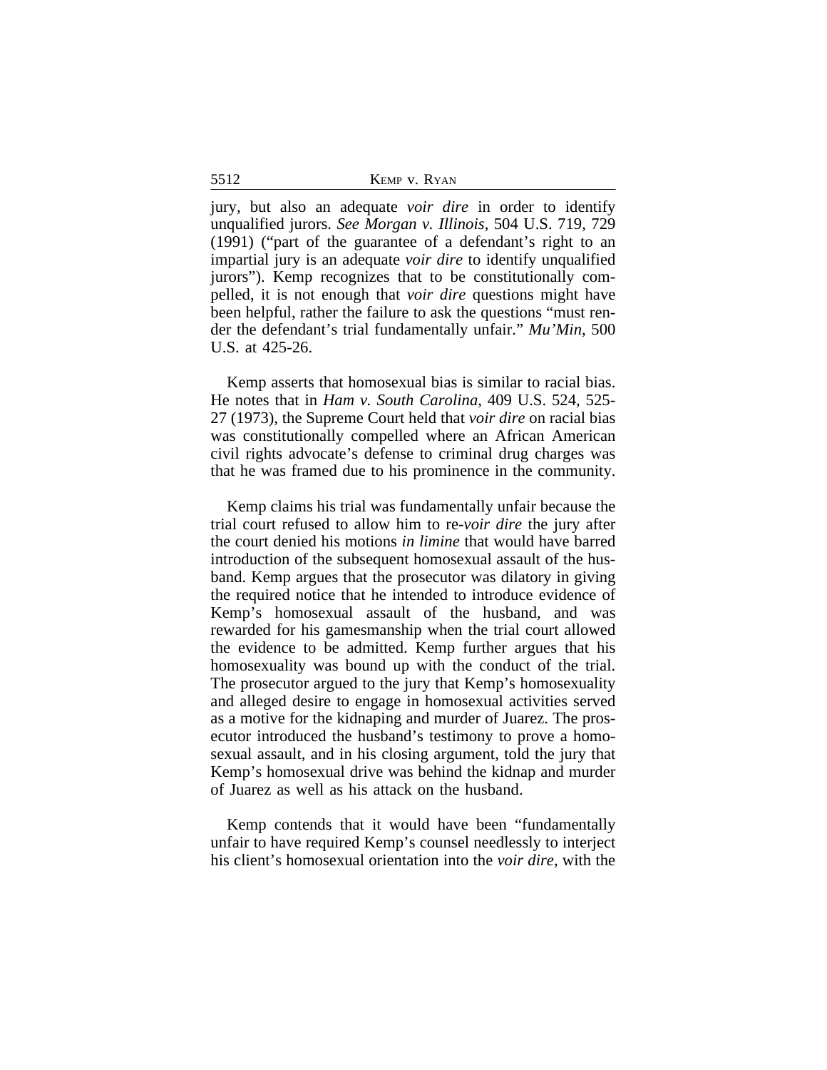jury, but also an adequate *voir dire* in order to identify unqualified jurors. *See Morgan v. Illinois*, 504 U.S. 719, 729 (1991) ("part of the guarantee of a defendant's right to an impartial jury is an adequate *voir dire* to identify unqualified jurors"). Kemp recognizes that to be constitutionally compelled, it is not enough that *voir dire* questions might have been helpful, rather the failure to ask the questions "must render the defendant's trial fundamentally unfair." *Mu'Min*, 500 U.S. at 425-26.

Kemp asserts that homosexual bias is similar to racial bias. He notes that in *Ham v. South Carolina*, 409 U.S. 524, 525-27 (1973), the Supreme Court held that *voir dire* on racial bias was constitutionally compelled where an African American civil rights advocate's defense to criminal drug charges was that he was framed due to his prominence in the community.

Kemp claims his trial was fundamentally unfair because the trial court refused to allow him to re-*voir dire* the jury after the court denied his motions *in limine* that would have barred introduction of the subsequent homosexual assault of the husband. Kemp argues that the prosecutor was dilatory in giving the required notice that he intended to introduce evidence of Kemp's homosexual assault of the husband, and was rewarded for his gamesmanship when the trial court allowed the evidence to be admitted. Kemp further argues that his homosexuality was bound up with the conduct of the trial. The prosecutor argued to the jury that Kemp's homosexuality and alleged desire to engage in homosexual activities served as a motive for the kidnaping and murder of Juarez. The prosecutor introduced the husband's testimony to prove a homosexual assault, and in his closing argument, told the jury that Kemp's homosexual drive was behind the kidnap and murder of Juarez as well as his attack on the husband.

Kemp contends that it would have been "fundamentally unfair to have required Kemp's counsel needlessly to interject his client's homosexual orientation into the *voir dire*, with the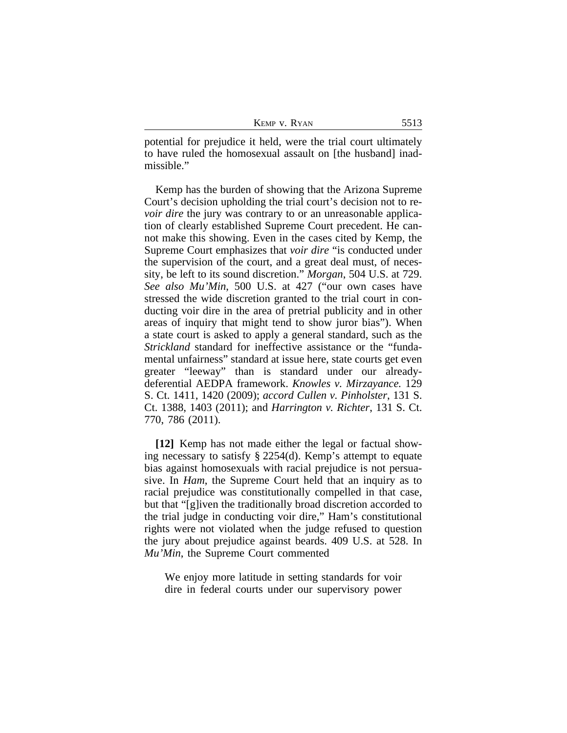potential for prejudice it held, were the trial court ultimately to have ruled the homosexual assault on [the husband] inadmissible."

Kemp has the burden of showing that the Arizona Supreme Court's decision upholding the trial court's decision not to re-*voir dire* the jury was contrary to or an unreasonable application of clearly established Supreme Court precedent. He cannot make this showing. Even in the cases cited by Kemp, the Supreme Court emphasizes that *voir dire* "is conducted under the supervision of the court, and a great deal must, of necessity, be left to its sound discretion." *Morgan*, 504 U.S. at 729. *See also Mu'Min*, 500 U.S. at 427 ("our own cases have stressed the wide discretion granted to the trial court in conducting voir dire in the area of pretrial publicity and in other areas of inquiry that might tend to show juror bias"). When a state court is asked to apply a general standard, such as the *Strickland* standard for ineffective assistance or the "fundamental unfairness" standard at issue here, state courts get even greater "leeway" than is standard under our already-deferential AEDPA framework. *Knowles v. Mirzayance.* 129 S. Ct. 1411, 1420 (2009); *accord Cullen v. Pinholster*, 131 S. Ct. 1388, 1403 (2011); and *Harrington v. Richter*, 131 S. Ct. 770, 786 (2011).

**[12]** Kemp has not made either the legal or factual showing necessary to satisfy § 2254(d). Kemp's attempt to equate bias against homosexuals with racial prejudice is not persuasive. In *Ham*, the Supreme Court held that an inquiry as to racial prejudice was constitutionally compelled in that case, but that "[g]iven the traditionally broad discretion accorded to the trial judge in conducting voir dire," Ham's constitutional rights were not violated when the judge refused to question the jury about prejudice against beards. 409 U.S. at 528. In *Mu'Min*, the Supreme Court commented

> We enjoy more latitude in setting standards for voir dire in federal courts under our supervisory power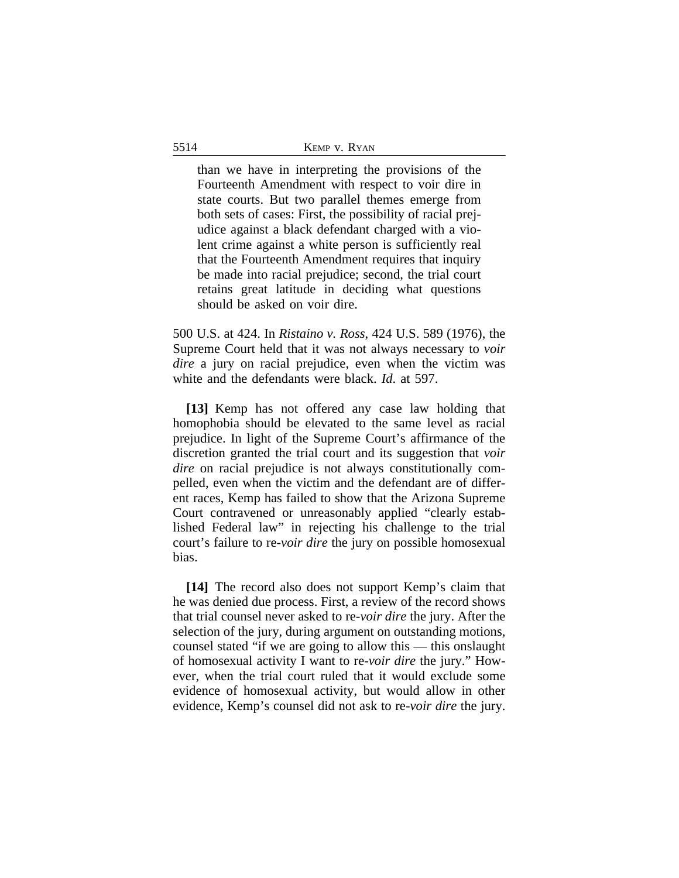> than we have in interpreting the provisions of the Fourteenth Amendment with respect to voir dire in state courts. But two parallel themes emerge from both sets of cases: First, the possibility of racial prejudice against a black defendant charged with a violent crime against a white person is sufficiently real that the Fourteenth Amendment requires that inquiry be made into racial prejudice; second, the trial court retains great latitude in deciding what questions should be asked on voir dire.

500 U.S. at 424. In *Ristaino v. Ross*, 424 U.S. 589 (1976), the Supreme Court held that it was not always necessary to *voir dire* a jury on racial prejudice, even when the victim was white and the defendants were black. *Id.* at 597.

**[13]** Kemp has not offered any case law holding that homophobia should be elevated to the same level as racial prejudice. In light of the Supreme Court's affirmance of the discretion granted the trial court and its suggestion that *voir dire* on racial prejudice is not always constitutionally compelled, even when the victim and the defendant are of different races, Kemp has failed to show that the Arizona Supreme Court contravened or unreasonably applied "clearly established Federal law" in rejecting his challenge to the trial court's failure to re-*voir dire* the jury on possible homosexual bias.

**[14]** The record also does not support Kemp's claim that he was denied due process. First, a review of the record shows that trial counsel never asked to re-*voir dire* the jury. After the selection of the jury, during argument on outstanding motions, counsel stated "if we are going to allow this — this onslaught of homosexual activity I want to re-*voir dire* the jury." However, when the trial court ruled that it would exclude some evidence of homosexual activity, but would allow in other evidence, Kemp's counsel did not ask to re-*voir dire* the jury.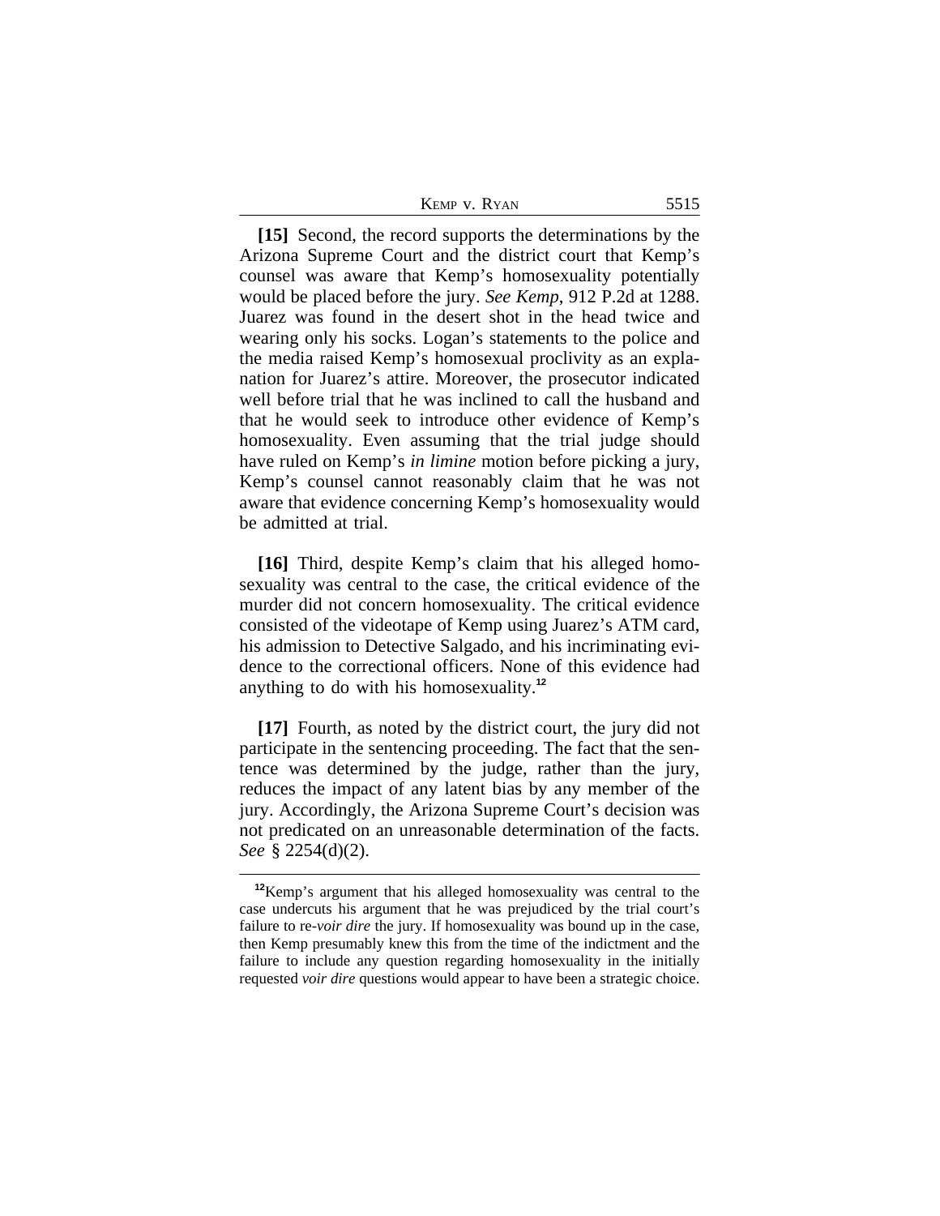**[15]** Second, the record supports the determinations by the Arizona Supreme Court and the district court that Kemp's counsel was aware that Kemp's homosexuality potentially would be placed before the jury. *See Kemp*, 912 P.2d at 1288. Juarez was found in the desert shot in the head twice and wearing only his socks. Logan's statements to the police and the media raised Kemp's homosexual proclivity as an explanation for Juarez's attire. Moreover, the prosecutor indicated well before trial that he was inclined to call the husband and that he would seek to introduce other evidence of Kemp's homosexuality. Even assuming that the trial judge should have ruled on Kemp's *in limine* motion before picking a jury, Kemp's counsel cannot reasonably claim that he was not aware that evidence concerning Kemp's homosexuality would be admitted at trial.

**[16]** Third, despite Kemp's claim that his alleged homosexuality was central to the case, the critical evidence of the murder did not concern homosexuality. The critical evidence consisted of the videotape of Kemp using Juarez's ATM card, his admission to Detective Salgado, and his incriminating evidence to the correctional officers. None of this evidence had anything to do with his homosexuality.[12]

**[17]** Fourth, as noted by the district court, the jury did not participate in the sentencing proceeding. The fact that the sentence was determined by the judge, rather than the jury, reduces the impact of any latent bias by any member of the jury. Accordingly, the Arizona Supreme Court's decision was not predicated on an unreasonable determination of the facts. *See* § 2254(d)(2).

---

[12]Kemp's argument that his alleged homosexuality was central to the case undercuts his argument that he was prejudiced by the trial court's failure to re-*voir dire* the jury. If homosexuality was bound up in the case, then Kemp presumably knew this from the time of the indictment and the failure to include any question regarding homosexuality in the initially requested *voir dire* questions would appear to have been a strategic choice.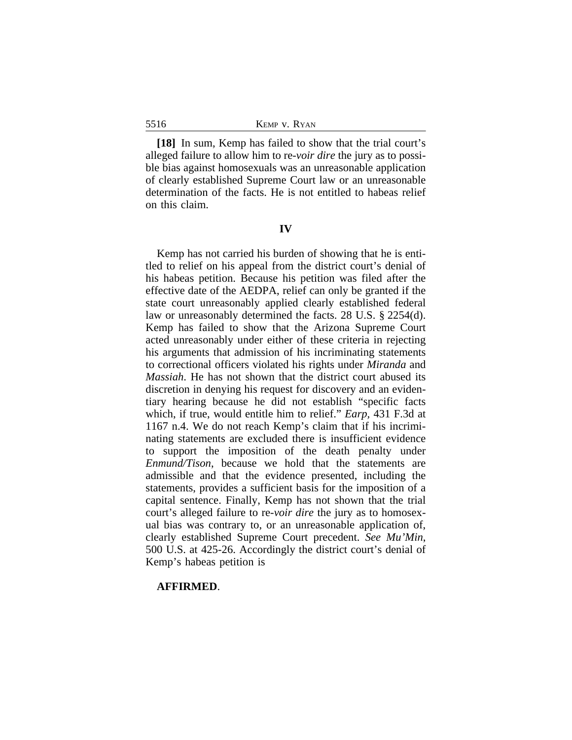**[18]** In sum, Kemp has failed to show that the trial court's alleged failure to allow him to re-*voir dire* the jury as to possible bias against homosexuals was an unreasonable application of clearly established Supreme Court law or an unreasonable determination of the facts. He is not entitled to habeas relief on this claim.

## IV

Kemp has not carried his burden of showing that he is entitled to relief on his appeal from the district court's denial of his habeas petition. Because his petition was filed after the effective date of the AEDPA, relief can only be granted if the state court unreasonably applied clearly established federal law or unreasonably determined the facts. 28 U.S. § 2254(d). Kemp has failed to show that the Arizona Supreme Court acted unreasonably under either of these criteria in rejecting his arguments that admission of his incriminating statements to correctional officers violated his rights under *Miranda* and *Massiah*. He has not shown that the district court abused its discretion in denying his request for discovery and an evidentiary hearing because he did not establish "specific facts which, if true, would entitle him to relief." *Earp*, 431 F.3d at 1167 n.4. We do not reach Kemp's claim that if his incriminating statements are excluded there is insufficient evidence to support the imposition of the death penalty under *Enmund/Tison*, because we hold that the statements are admissible and that the evidence presented, including the statements, provides a sufficient basis for the imposition of a capital sentence. Finally, Kemp has not shown that the trial court's alleged failure to re-*voir dire* the jury as to homosexual bias was contrary to, or an unreasonable application of, clearly established Supreme Court precedent. *See Mu'Min*, 500 U.S. at 425-26. Accordingly the district court's denial of Kemp's habeas petition is

**AFFIRMED**.